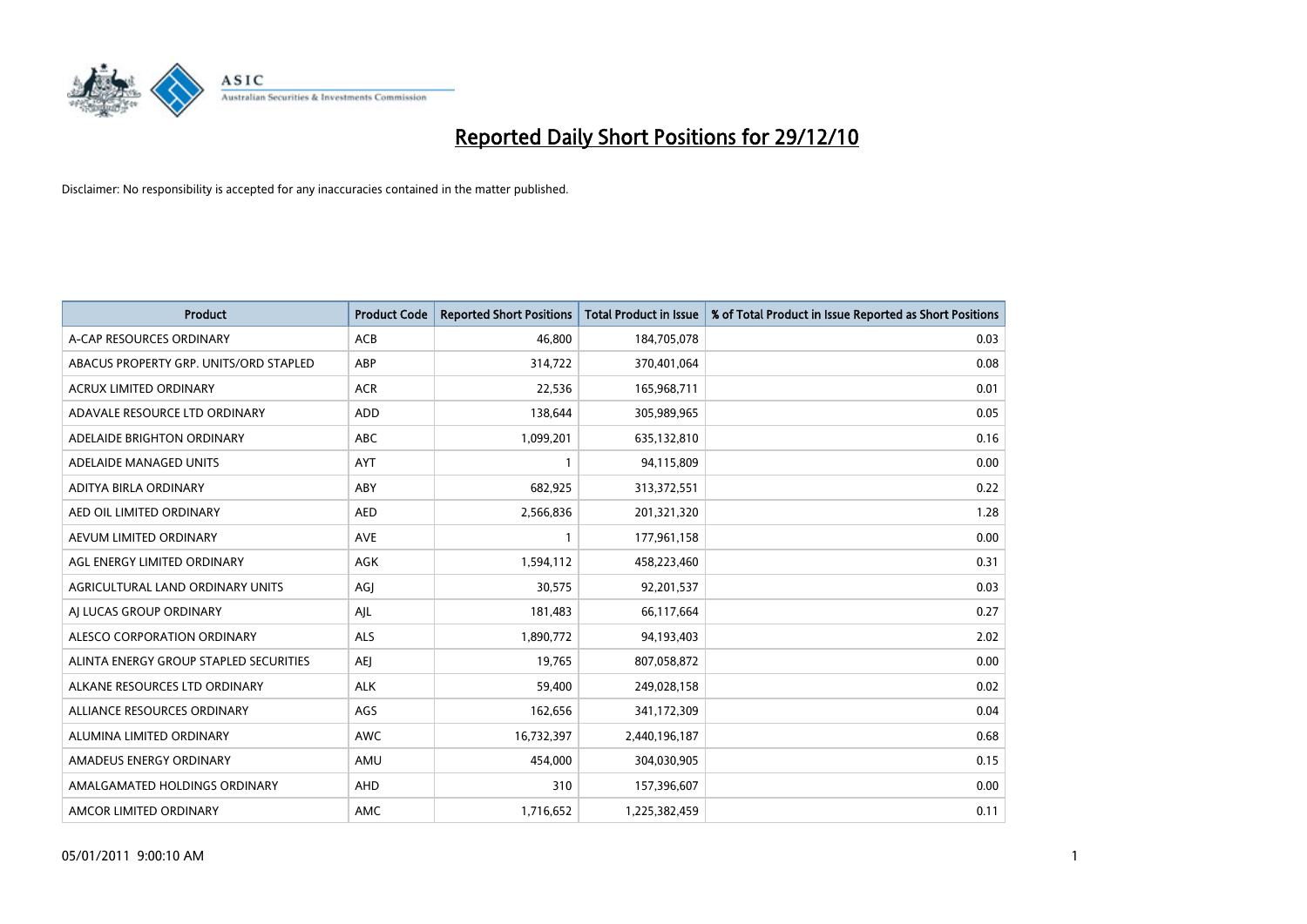# Reported Daily Short Positions for 29/12/10

Disclaimer: No responsibility is accepted for any inaccuracies contained in the matter published.

| Product | Product Code | Reported Short Positions | Total Product in Issue | % of Total Product in Issue Reported as Short Positions |
|---|---|---|---|---|
| A-CAP RESOURCES ORDINARY | ACB | 46,800 | 184,705,078 | 0.03 |
| ABACUS PROPERTY GRP. UNITS/ORD STAPLED | ABP | 314,722 | 370,401,064 | 0.08 |
| ACRUX LIMITED ORDINARY | ACR | 22,536 | 165,968,711 | 0.01 |
| ADAVALE RESOURCE LTD ORDINARY | ADD | 138,644 | 305,989,965 | 0.05 |
| ADELAIDE BRIGHTON ORDINARY | ABC | 1,099,201 | 635,132,810 | 0.16 |
| ADELAIDE MANAGED UNITS | AYT | 1 | 94,115,809 | 0.00 |
| ADITYA BIRLA ORDINARY | ABY | 682,925 | 313,372,551 | 0.22 |
| AED OIL LIMITED ORDINARY | AED | 2,566,836 | 201,321,320 | 1.28 |
| AEVUM LIMITED ORDINARY | AVE | 1 | 177,961,158 | 0.00 |
| AGL ENERGY LIMITED ORDINARY | AGK | 1,594,112 | 458,223,460 | 0.31 |
| AGRICULTURAL LAND ORDINARY UNITS | AGJ | 30,575 | 92,201,537 | 0.03 |
| AJ LUCAS GROUP ORDINARY | AJL | 181,483 | 66,117,664 | 0.27 |
| ALESCO CORPORATION ORDINARY | ALS | 1,890,772 | 94,193,403 | 2.02 |
| ALINTA ENERGY GROUP STAPLED SECURITIES | AEJ | 19,765 | 807,058,872 | 0.00 |
| ALKANE RESOURCES LTD ORDINARY | ALK | 59,400 | 249,028,158 | 0.02 |
| ALLIANCE RESOURCES ORDINARY | AGS | 162,656 | 341,172,309 | 0.04 |
| ALUMINA LIMITED ORDINARY | AWC | 16,732,397 | 2,440,196,187 | 0.68 |
| AMADEUS ENERGY ORDINARY | AMU | 454,000 | 304,030,905 | 0.15 |
| AMALGAMATED HOLDINGS ORDINARY | AHD | 310 | 157,396,607 | 0.00 |
| AMCOR LIMITED ORDINARY | AMC | 1,716,652 | 1,225,382,459 | 0.11 |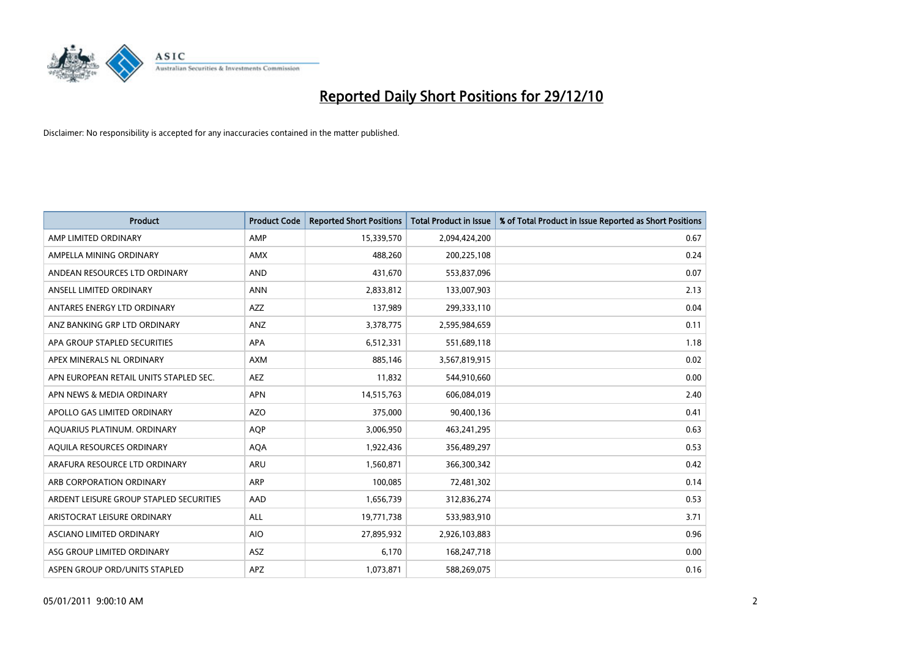# Reported Daily Short Positions for 29/12/10

Disclaimer: No responsibility is accepted for any inaccuracies contained in the matter published.

| Product | Product Code | Reported Short Positions | Total Product in Issue | % of Total Product in Issue Reported as Short Positions |
|---|---|---|---|---|
| AMP LIMITED ORDINARY | AMP | 15,339,570 | 2,094,424,200 | 0.67 |
| AMPELLA MINING ORDINARY | AMX | 488,260 | 200,225,108 | 0.24 |
| ANDEAN RESOURCES LTD ORDINARY | AND | 431,670 | 553,837,096 | 0.07 |
| ANSELL LIMITED ORDINARY | ANN | 2,833,812 | 133,007,903 | 2.13 |
| ANTARES ENERGY LTD ORDINARY | AZZ | 137,989 | 299,333,110 | 0.04 |
| ANZ BANKING GRP LTD ORDINARY | ANZ | 3,378,775 | 2,595,984,659 | 0.11 |
| APA GROUP STAPLED SECURITIES | APA | 6,512,331 | 551,689,118 | 1.18 |
| APEX MINERALS NL ORDINARY | AXM | 885,146 | 3,567,819,915 | 0.02 |
| APN EUROPEAN RETAIL UNITS STAPLED SEC. | AEZ | 11,832 | 544,910,660 | 0.00 |
| APN NEWS & MEDIA ORDINARY | APN | 14,515,763 | 606,084,019 | 2.40 |
| APOLLO GAS LIMITED ORDINARY | AZO | 375,000 | 90,400,136 | 0.41 |
| AQUARIUS PLATINUM. ORDINARY | AQP | 3,006,950 | 463,241,295 | 0.63 |
| AQUILA RESOURCES ORDINARY | AQA | 1,922,436 | 356,489,297 | 0.53 |
| ARAFURA RESOURCE LTD ORDINARY | ARU | 1,560,871 | 366,300,342 | 0.42 |
| ARB CORPORATION ORDINARY | ARP | 100,085 | 72,481,302 | 0.14 |
| ARDENT LEISURE GROUP STAPLED SECURITIES | AAD | 1,656,739 | 312,836,274 | 0.53 |
| ARISTOCRAT LEISURE ORDINARY | ALL | 19,771,738 | 533,983,910 | 3.71 |
| ASCIANO LIMITED ORDINARY | AIO | 27,895,932 | 2,926,103,883 | 0.96 |
| ASG GROUP LIMITED ORDINARY | ASZ | 6,170 | 168,247,718 | 0.00 |
| ASPEN GROUP ORD/UNITS STAPLED | APZ | 1,073,871 | 588,269,075 | 0.16 |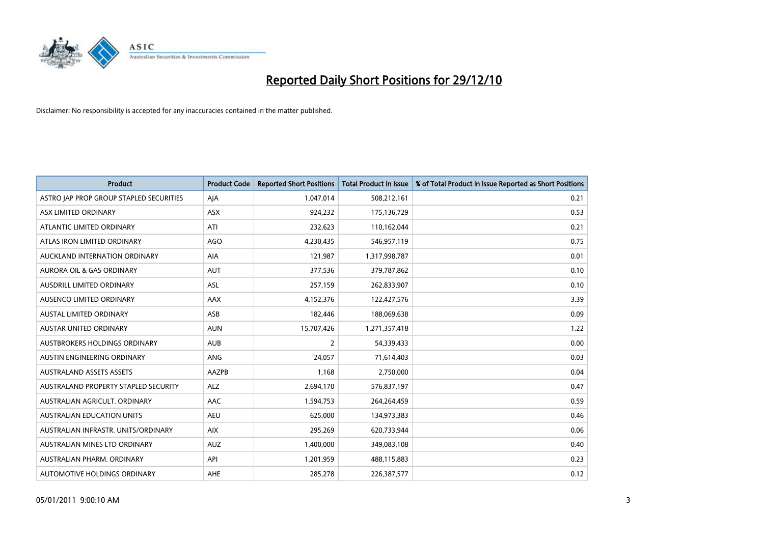# Reported Daily Short Positions for 29/12/10

Disclaimer: No responsibility is accepted for any inaccuracies contained in the matter published.

| Product | Product Code | Reported Short Positions | Total Product in Issue | % of Total Product in Issue Reported as Short Positions |
|---|---|---|---|---|
| ASTRO JAP PROP GROUP STAPLED SECURITIES | AJA | 1,047,014 | 508,212,161 | 0.21 |
| ASX LIMITED ORDINARY | ASX | 924,232 | 175,136,729 | 0.53 |
| ATLANTIC LIMITED ORDINARY | ATI | 232,623 | 110,162,044 | 0.21 |
| ATLAS IRON LIMITED ORDINARY | AGO | 4,230,435 | 546,957,119 | 0.75 |
| AUCKLAND INTERNATION ORDINARY | AIA | 121,987 | 1,317,998,787 | 0.01 |
| AURORA OIL & GAS ORDINARY | AUT | 377,536 | 379,787,862 | 0.10 |
| AUSDRILL LIMITED ORDINARY | ASL | 257,159 | 262,833,907 | 0.10 |
| AUSENCO LIMITED ORDINARY | AAX | 4,152,376 | 122,427,576 | 3.39 |
| AUSTAL LIMITED ORDINARY | ASB | 182,446 | 188,069,638 | 0.09 |
| AUSTAR UNITED ORDINARY | AUN | 15,707,426 | 1,271,357,418 | 1.22 |
| AUSTBROKERS HOLDINGS ORDINARY | AUB | 2 | 54,339,433 | 0.00 |
| AUSTIN ENGINEERING ORDINARY | ANG | 24,057 | 71,614,403 | 0.03 |
| AUSTRALAND ASSETS ASSETS | AAZPB | 1,168 | 2,750,000 | 0.04 |
| AUSTRALAND PROPERTY STAPLED SECURITY | ALZ | 2,694,170 | 576,837,197 | 0.47 |
| AUSTRALIAN AGRICULT. ORDINARY | AAC | 1,594,753 | 264,264,459 | 0.59 |
| AUSTRALIAN EDUCATION UNITS | AEU | 625,000 | 134,973,383 | 0.46 |
| AUSTRALIAN INFRASTR. UNITS/ORDINARY | AIX | 295,269 | 620,733,944 | 0.06 |
| AUSTRALIAN MINES LTD ORDINARY | AUZ | 1,400,000 | 349,083,108 | 0.40 |
| AUSTRALIAN PHARM. ORDINARY | API | 1,201,959 | 488,115,883 | 0.23 |
| AUTOMOTIVE HOLDINGS ORDINARY | AHE | 285,278 | 226,387,577 | 0.12 |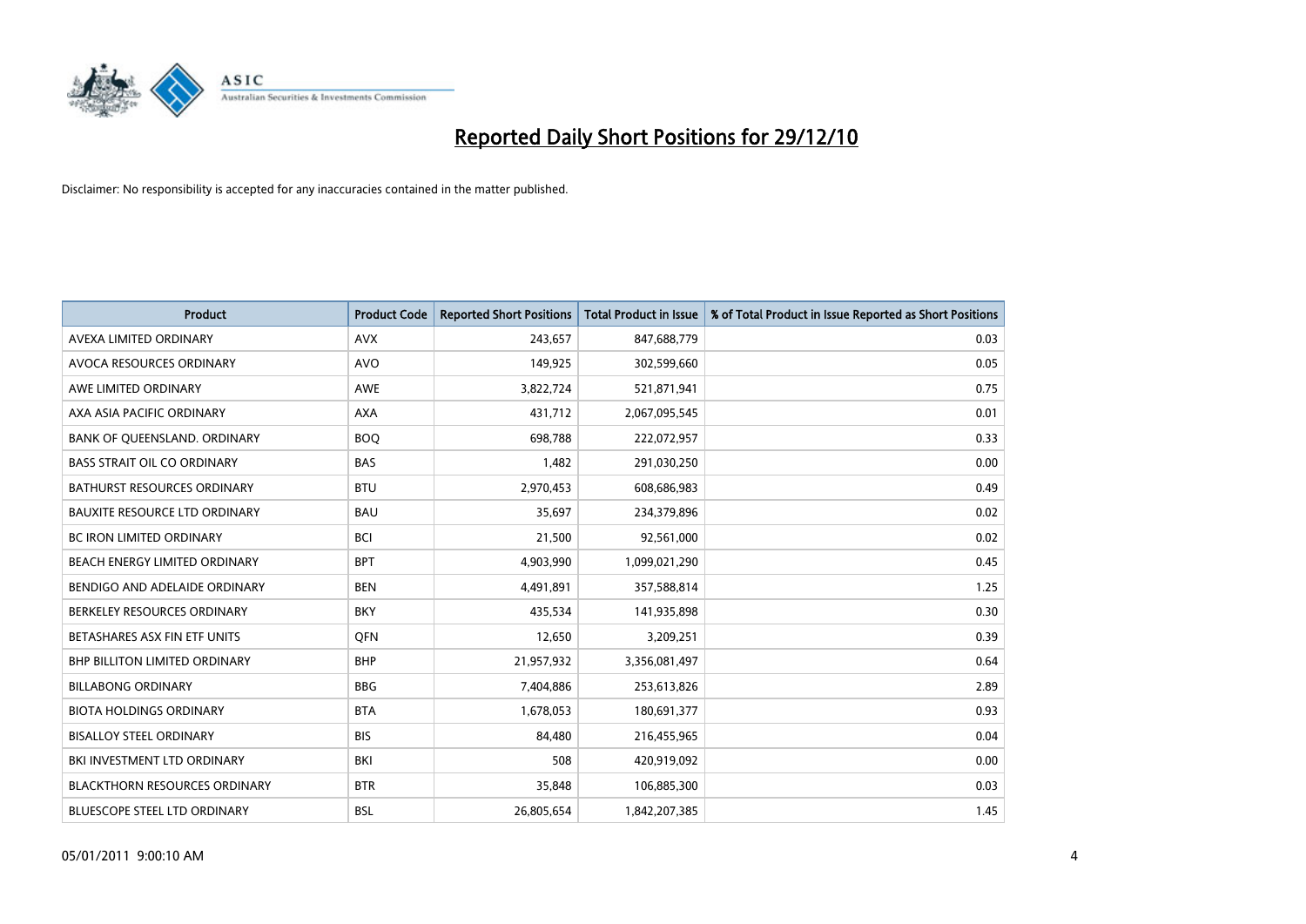# Reported Daily Short Positions for 29/12/10

Disclaimer: No responsibility is accepted for any inaccuracies contained in the matter published.

| Product | Product Code | Reported Short Positions | Total Product in Issue | % of Total Product in Issue Reported as Short Positions |
|---|---|---|---|---|
| AVEXA LIMITED ORDINARY | AVX | 243,657 | 847,688,779 | 0.03 |
| AVOCA RESOURCES ORDINARY | AVO | 149,925 | 302,599,660 | 0.05 |
| AWE LIMITED ORDINARY | AWE | 3,822,724 | 521,871,941 | 0.75 |
| AXA ASIA PACIFIC ORDINARY | AXA | 431,712 | 2,067,095,545 | 0.01 |
| BANK OF QUEENSLAND. ORDINARY | BOQ | 698,788 | 222,072,957 | 0.33 |
| BASS STRAIT OIL CO ORDINARY | BAS | 1,482 | 291,030,250 | 0.00 |
| BATHURST RESOURCES ORDINARY | BTU | 2,970,453 | 608,686,983 | 0.49 |
| BAUXITE RESOURCE LTD ORDINARY | BAU | 35,697 | 234,379,896 | 0.02 |
| BC IRON LIMITED ORDINARY | BCI | 21,500 | 92,561,000 | 0.02 |
| BEACH ENERGY LIMITED ORDINARY | BPT | 4,903,990 | 1,099,021,290 | 0.45 |
| BENDIGO AND ADELAIDE ORDINARY | BEN | 4,491,891 | 357,588,814 | 1.25 |
| BERKELEY RESOURCES ORDINARY | BKY | 435,534 | 141,935,898 | 0.30 |
| BETASHARES ASX FIN ETF UNITS | QFN | 12,650 | 3,209,251 | 0.39 |
| BHP BILLITON LIMITED ORDINARY | BHP | 21,957,932 | 3,356,081,497 | 0.64 |
| BILLABONG ORDINARY | BBG | 7,404,886 | 253,613,826 | 2.89 |
| BIOTA HOLDINGS ORDINARY | BTA | 1,678,053 | 180,691,377 | 0.93 |
| BISALLOY STEEL ORDINARY | BIS | 84,480 | 216,455,965 | 0.04 |
| BKI INVESTMENT LTD ORDINARY | BKI | 508 | 420,919,092 | 0.00 |
| BLACKTHORN RESOURCES ORDINARY | BTR | 35,848 | 106,885,300 | 0.03 |
| BLUESCOPE STEEL LTD ORDINARY | BSL | 26,805,654 | 1,842,207,385 | 1.45 |

05/01/2011 9:00:10 AM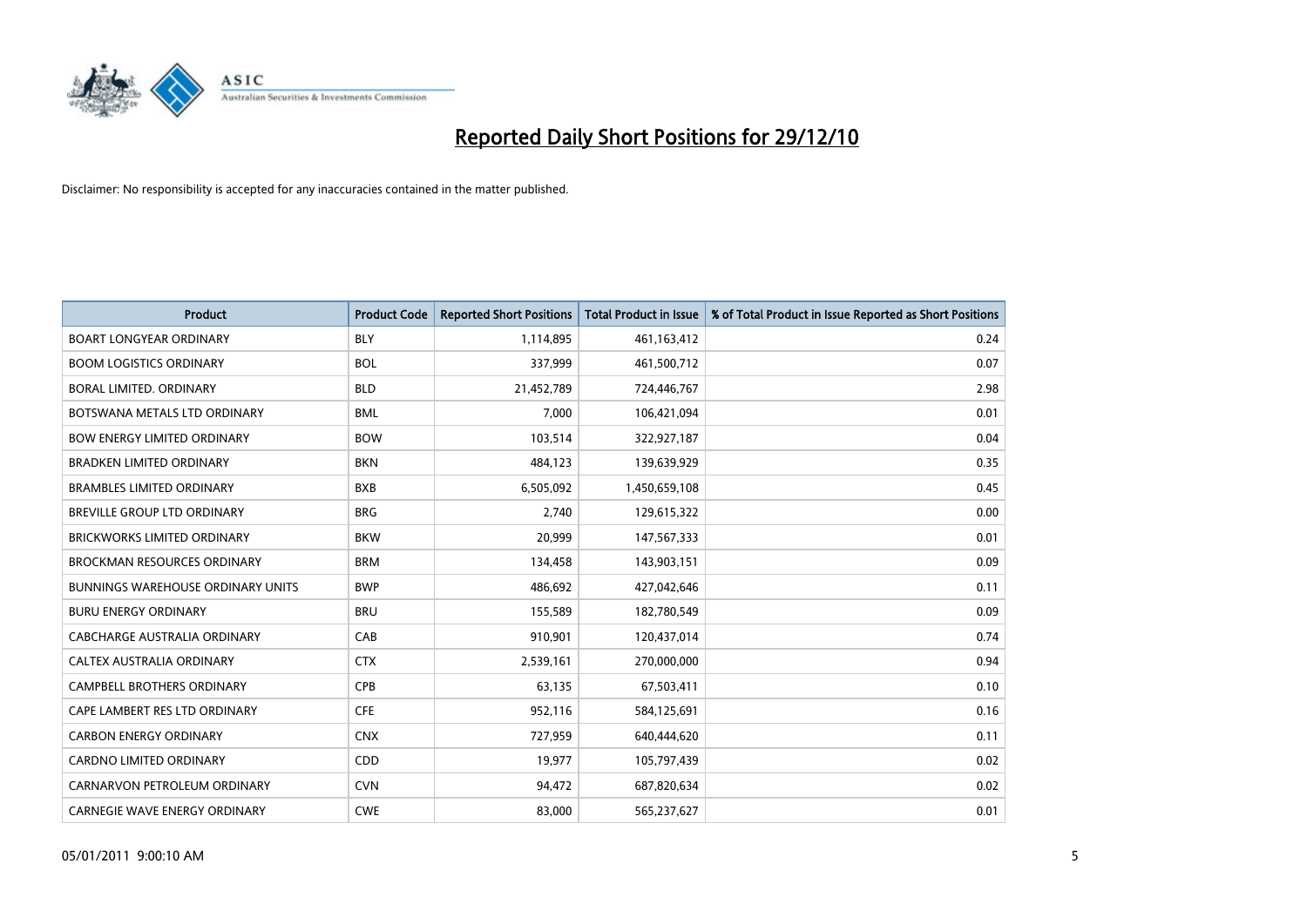# Reported Daily Short Positions for 29/12/10

Disclaimer: No responsibility is accepted for any inaccuracies contained in the matter published.

| Product | Product Code | Reported Short Positions | Total Product in Issue | % of Total Product in Issue Reported as Short Positions |
|---|---|---|---|---|
| BOART LONGYEAR ORDINARY | BLY | 1,114,895 | 461,163,412 | 0.24 |
| BOOM LOGISTICS ORDINARY | BOL | 337,999 | 461,500,712 | 0.07 |
| BORAL LIMITED. ORDINARY | BLD | 21,452,789 | 724,446,767 | 2.98 |
| BOTSWANA METALS LTD ORDINARY | BML | 7,000 | 106,421,094 | 0.01 |
| BOW ENERGY LIMITED ORDINARY | BOW | 103,514 | 322,927,187 | 0.04 |
| BRADKEN LIMITED ORDINARY | BKN | 484,123 | 139,639,929 | 0.35 |
| BRAMBLES LIMITED ORDINARY | BXB | 6,505,092 | 1,450,659,108 | 0.45 |
| BREVILLE GROUP LTD ORDINARY | BRG | 2,740 | 129,615,322 | 0.00 |
| BRICKWORKS LIMITED ORDINARY | BKW | 20,999 | 147,567,333 | 0.01 |
| BROCKMAN RESOURCES ORDINARY | BRM | 134,458 | 143,903,151 | 0.09 |
| BUNNINGS WAREHOUSE ORDINARY UNITS | BWP | 486,692 | 427,042,646 | 0.11 |
| BURU ENERGY ORDINARY | BRU | 155,589 | 182,780,549 | 0.09 |
| CABCHARGE AUSTRALIA ORDINARY | CAB | 910,901 | 120,437,014 | 0.74 |
| CALTEX AUSTRALIA ORDINARY | CTX | 2,539,161 | 270,000,000 | 0.94 |
| CAMPBELL BROTHERS ORDINARY | CPB | 63,135 | 67,503,411 | 0.10 |
| CAPE LAMBERT RES LTD ORDINARY | CFE | 952,116 | 584,125,691 | 0.16 |
| CARBON ENERGY ORDINARY | CNX | 727,959 | 640,444,620 | 0.11 |
| CARDNO LIMITED ORDINARY | CDD | 19,977 | 105,797,439 | 0.02 |
| CARNARVON PETROLEUM ORDINARY | CVN | 94,472 | 687,820,634 | 0.02 |
| CARNEGIE WAVE ENERGY ORDINARY | CWE | 83,000 | 565,237,627 | 0.01 |

05/01/2011 9:00:10 AM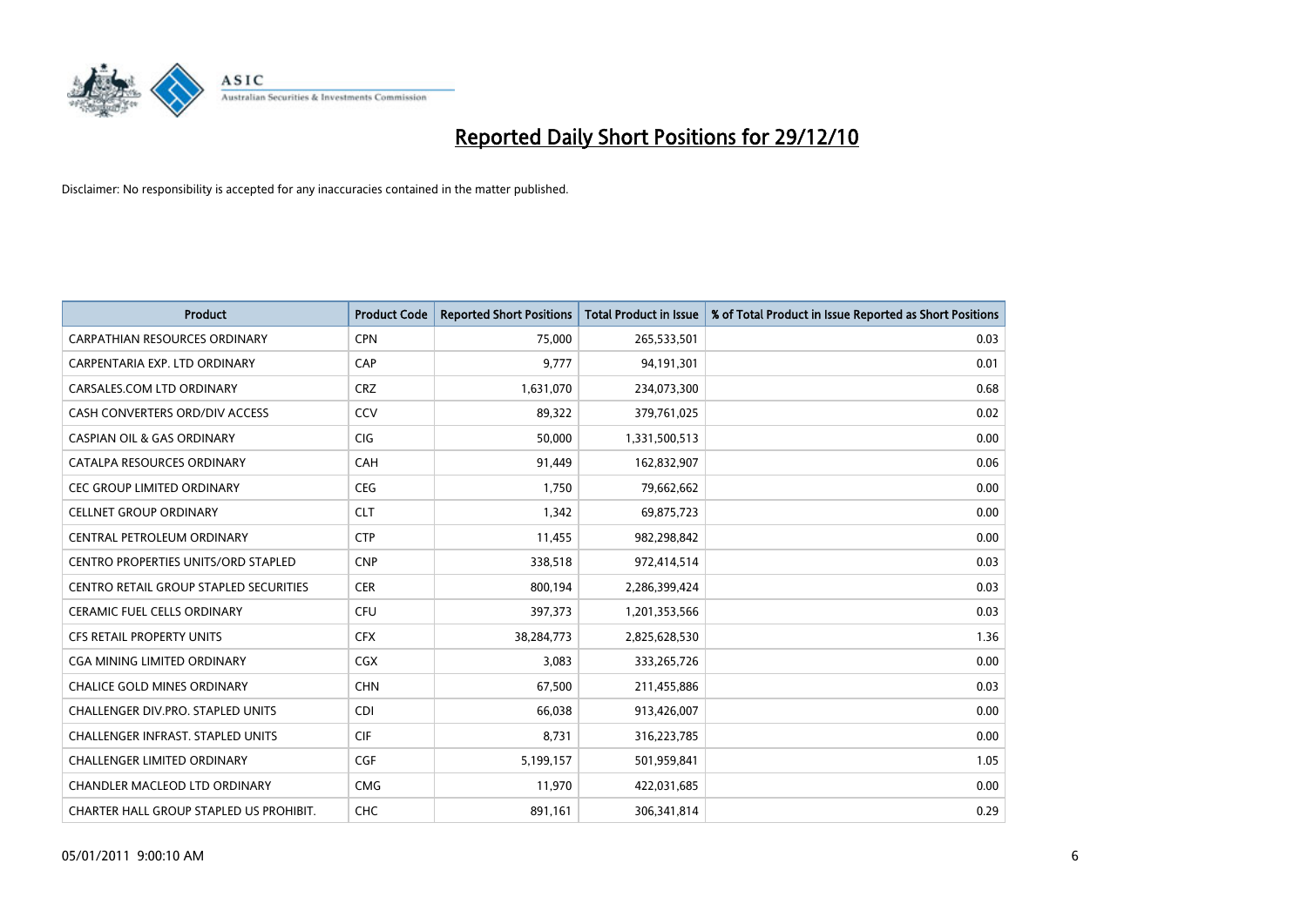# Reported Daily Short Positions for 29/12/10

Disclaimer: No responsibility is accepted for any inaccuracies contained in the matter published.

| Product | Product Code | Reported Short Positions | Total Product in Issue | % of Total Product in Issue Reported as Short Positions |
|---|---|---|---|---|
| CARPATHIAN RESOURCES ORDINARY | CPN | 75,000 | 265,533,501 | 0.03 |
| CARPENTARIA EXP. LTD ORDINARY | CAP | 9,777 | 94,191,301 | 0.01 |
| CARSALES.COM LTD ORDINARY | CRZ | 1,631,070 | 234,073,300 | 0.68 |
| CASH CONVERTERS ORD/DIV ACCESS | CCV | 89,322 | 379,761,025 | 0.02 |
| CASPIAN OIL & GAS ORDINARY | CIG | 50,000 | 1,331,500,513 | 0.00 |
| CATALPA RESOURCES ORDINARY | CAH | 91,449 | 162,832,907 | 0.06 |
| CEC GROUP LIMITED ORDINARY | CEG | 1,750 | 79,662,662 | 0.00 |
| CELLNET GROUP ORDINARY | CLT | 1,342 | 69,875,723 | 0.00 |
| CENTRAL PETROLEUM ORDINARY | CTP | 11,455 | 982,298,842 | 0.00 |
| CENTRO PROPERTIES UNITS/ORD STAPLED | CNP | 338,518 | 972,414,514 | 0.03 |
| CENTRO RETAIL GROUP STAPLED SECURITIES | CER | 800,194 | 2,286,399,424 | 0.03 |
| CERAMIC FUEL CELLS ORDINARY | CFU | 397,373 | 1,201,353,566 | 0.03 |
| CFS RETAIL PROPERTY UNITS | CFX | 38,284,773 | 2,825,628,530 | 1.36 |
| CGA MINING LIMITED ORDINARY | CGX | 3,083 | 333,265,726 | 0.00 |
| CHALICE GOLD MINES ORDINARY | CHN | 67,500 | 211,455,886 | 0.03 |
| CHALLENGER DIV.PRO. STAPLED UNITS | CDI | 66,038 | 913,426,007 | 0.00 |
| CHALLENGER INFRAST. STAPLED UNITS | CIF | 8,731 | 316,223,785 | 0.00 |
| CHALLENGER LIMITED ORDINARY | CGF | 5,199,157 | 501,959,841 | 1.05 |
| CHANDLER MACLEOD LTD ORDINARY | CMG | 11,970 | 422,031,685 | 0.00 |
| CHARTER HALL GROUP STAPLED US PROHIBIT. | CHC | 891,161 | 306,341,814 | 0.29 |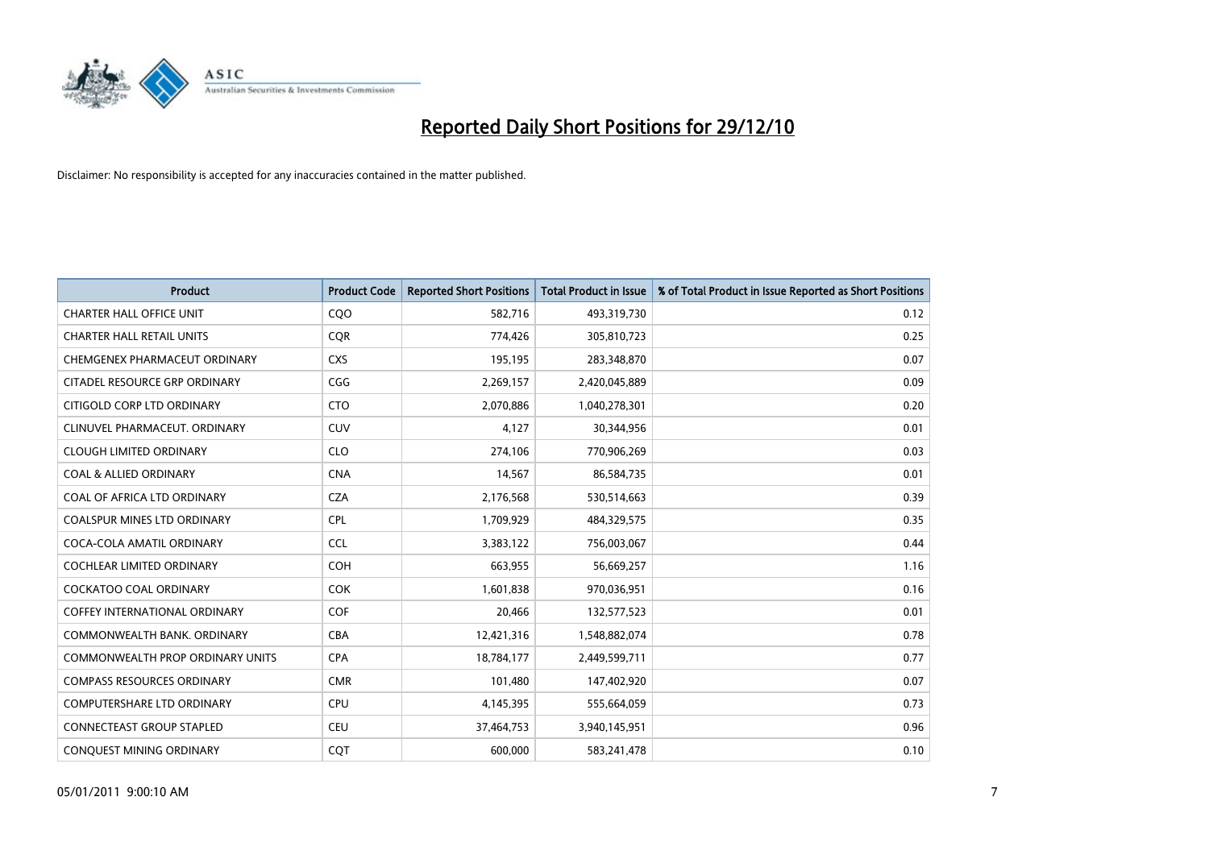# Reported Daily Short Positions for 29/12/10

Disclaimer: No responsibility is accepted for any inaccuracies contained in the matter published.

| Product | Product Code | Reported Short Positions | Total Product in Issue | % of Total Product in Issue Reported as Short Positions |
|---|---|---|---|---|
| CHARTER HALL OFFICE UNIT | CQO | 582,716 | 493,319,730 | 0.12 |
| CHARTER HALL RETAIL UNITS | CQR | 774,426 | 305,810,723 | 0.25 |
| CHEMGENEX PHARMACEUT ORDINARY | CXS | 195,195 | 283,348,870 | 0.07 |
| CITADEL RESOURCE GRP ORDINARY | CGG | 2,269,157 | 2,420,045,889 | 0.09 |
| CITIGOLD CORP LTD ORDINARY | CTO | 2,070,886 | 1,040,278,301 | 0.20 |
| CLINUVEL PHARMACEUT. ORDINARY | CUV | 4,127 | 30,344,956 | 0.01 |
| CLOUGH LIMITED ORDINARY | CLO | 274,106 | 770,906,269 | 0.03 |
| COAL & ALLIED ORDINARY | CNA | 14,567 | 86,584,735 | 0.01 |
| COAL OF AFRICA LTD ORDINARY | CZA | 2,176,568 | 530,514,663 | 0.39 |
| COALSPUR MINES LTD ORDINARY | CPL | 1,709,929 | 484,329,575 | 0.35 |
| COCA-COLA AMATIL ORDINARY | CCL | 3,383,122 | 756,003,067 | 0.44 |
| COCHLEAR LIMITED ORDINARY | COH | 663,955 | 56,669,257 | 1.16 |
| COCKATOO COAL ORDINARY | COK | 1,601,838 | 970,036,951 | 0.16 |
| COFFEY INTERNATIONAL ORDINARY | COF | 20,466 | 132,577,523 | 0.01 |
| COMMONWEALTH BANK. ORDINARY | CBA | 12,421,316 | 1,548,882,074 | 0.78 |
| COMMONWEALTH PROP ORDINARY UNITS | CPA | 18,784,177 | 2,449,599,711 | 0.77 |
| COMPASS RESOURCES ORDINARY | CMR | 101,480 | 147,402,920 | 0.07 |
| COMPUTERSHARE LTD ORDINARY | CPU | 4,145,395 | 555,664,059 | 0.73 |
| CONNECTEAST GROUP STAPLED | CEU | 37,464,753 | 3,940,145,951 | 0.96 |
| CONQUEST MINING ORDINARY | CQT | 600,000 | 583,241,478 | 0.10 |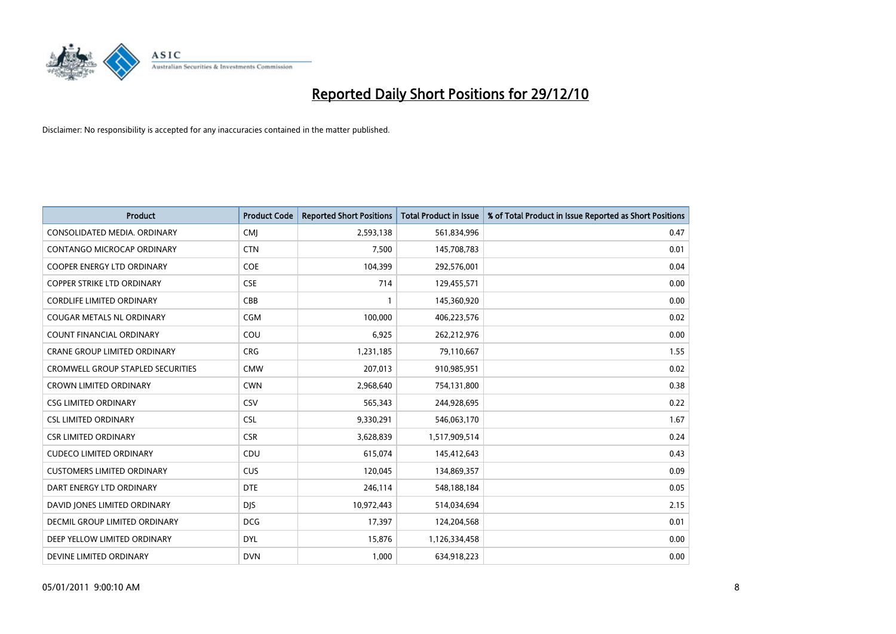# Reported Daily Short Positions for 29/12/10

Disclaimer: No responsibility is accepted for any inaccuracies contained in the matter published.

| Product | Product Code | Reported Short Positions | Total Product in Issue | % of Total Product in Issue Reported as Short Positions |
|---|---|---|---|---|
| CONSOLIDATED MEDIA. ORDINARY | CMJ | 2,593,138 | 561,834,996 | 0.47 |
| CONTANGO MICROCAP ORDINARY | CTN | 7,500 | 145,708,783 | 0.01 |
| COOPER ENERGY LTD ORDINARY | COE | 104,399 | 292,576,001 | 0.04 |
| COPPER STRIKE LTD ORDINARY | CSE | 714 | 129,455,571 | 0.00 |
| CORDLIFE LIMITED ORDINARY | CBB | 1 | 145,360,920 | 0.00 |
| COUGAR METALS NL ORDINARY | CGM | 100,000 | 406,223,576 | 0.02 |
| COUNT FINANCIAL ORDINARY | COU | 6,925 | 262,212,976 | 0.00 |
| CRANE GROUP LIMITED ORDINARY | CRG | 1,231,185 | 79,110,667 | 1.55 |
| CROMWELL GROUP STAPLED SECURITIES | CMW | 207,013 | 910,985,951 | 0.02 |
| CROWN LIMITED ORDINARY | CWN | 2,968,640 | 754,131,800 | 0.38 |
| CSG LIMITED ORDINARY | CSV | 565,343 | 244,928,695 | 0.22 |
| CSL LIMITED ORDINARY | CSL | 9,330,291 | 546,063,170 | 1.67 |
| CSR LIMITED ORDINARY | CSR | 3,628,839 | 1,517,909,514 | 0.24 |
| CUDECO LIMITED ORDINARY | CDU | 615,074 | 145,412,643 | 0.43 |
| CUSTOMERS LIMITED ORDINARY | CUS | 120,045 | 134,869,357 | 0.09 |
| DART ENERGY LTD ORDINARY | DTE | 246,114 | 548,188,184 | 0.05 |
| DAVID JONES LIMITED ORDINARY | DJS | 10,972,443 | 514,034,694 | 2.15 |
| DECMIL GROUP LIMITED ORDINARY | DCG | 17,397 | 124,204,568 | 0.01 |
| DEEP YELLOW LIMITED ORDINARY | DYL | 15,876 | 1,126,334,458 | 0.00 |
| DEVINE LIMITED ORDINARY | DVN | 1,000 | 634,918,223 | 0.00 |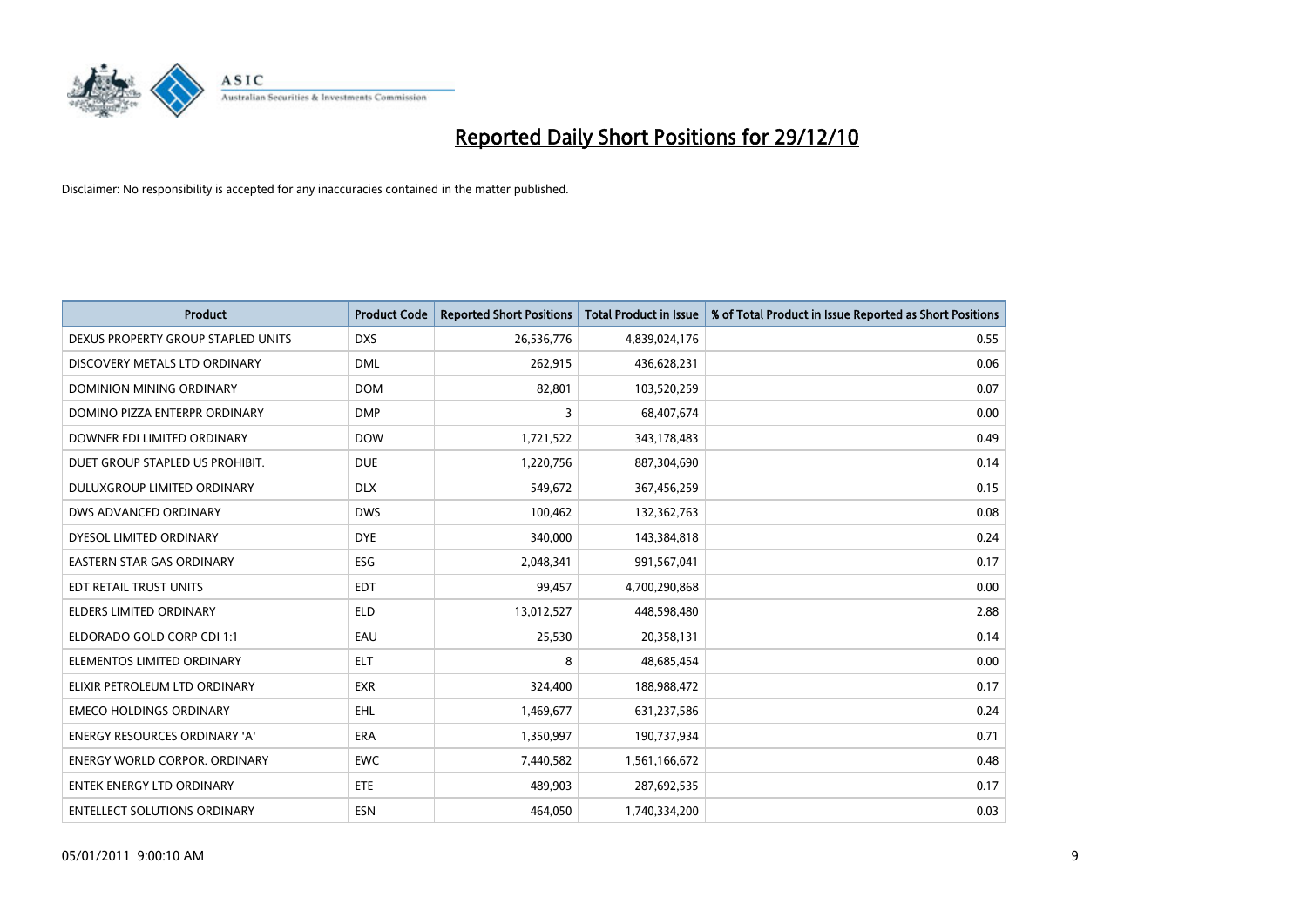# Reported Daily Short Positions for 29/12/10

Disclaimer: No responsibility is accepted for any inaccuracies contained in the matter published.

| Product | Product Code | Reported Short Positions | Total Product in Issue | % of Total Product in Issue Reported as Short Positions |
|---|---|---|---|---|
| DEXUS PROPERTY GROUP STAPLED UNITS | DXS | 26,536,776 | 4,839,024,176 | 0.55 |
| DISCOVERY METALS LTD ORDINARY | DML | 262,915 | 436,628,231 | 0.06 |
| DOMINION MINING ORDINARY | DOM | 82,801 | 103,520,259 | 0.07 |
| DOMINO PIZZA ENTERPR ORDINARY | DMP | 3 | 68,407,674 | 0.00 |
| DOWNER EDI LIMITED ORDINARY | DOW | 1,721,522 | 343,178,483 | 0.49 |
| DUET GROUP STAPLED US PROHIBIT. | DUE | 1,220,756 | 887,304,690 | 0.14 |
| DULUXGROUP LIMITED ORDINARY | DLX | 549,672 | 367,456,259 | 0.15 |
| DWS ADVANCED ORDINARY | DWS | 100,462 | 132,362,763 | 0.08 |
| DYESOL LIMITED ORDINARY | DYE | 340,000 | 143,384,818 | 0.24 |
| EASTERN STAR GAS ORDINARY | ESG | 2,048,341 | 991,567,041 | 0.17 |
| EDT RETAIL TRUST UNITS | EDT | 99,457 | 4,700,290,868 | 0.00 |
| ELDERS LIMITED ORDINARY | ELD | 13,012,527 | 448,598,480 | 2.88 |
| ELDORADO GOLD CORP CDI 1:1 | EAU | 25,530 | 20,358,131 | 0.14 |
| ELEMENTOS LIMITED ORDINARY | ELT | 8 | 48,685,454 | 0.00 |
| ELIXIR PETROLEUM LTD ORDINARY | EXR | 324,400 | 188,988,472 | 0.17 |
| EMECO HOLDINGS ORDINARY | EHL | 1,469,677 | 631,237,586 | 0.24 |
| ENERGY RESOURCES ORDINARY 'A' | ERA | 1,350,997 | 190,737,934 | 0.71 |
| ENERGY WORLD CORPOR. ORDINARY | EWC | 7,440,582 | 1,561,166,672 | 0.48 |
| ENTEK ENERGY LTD ORDINARY | ETE | 489,903 | 287,692,535 | 0.17 |
| ENTELLECT SOLUTIONS ORDINARY | ESN | 464,050 | 1,740,334,200 | 0.03 |

05/01/2011 9:00:10 AM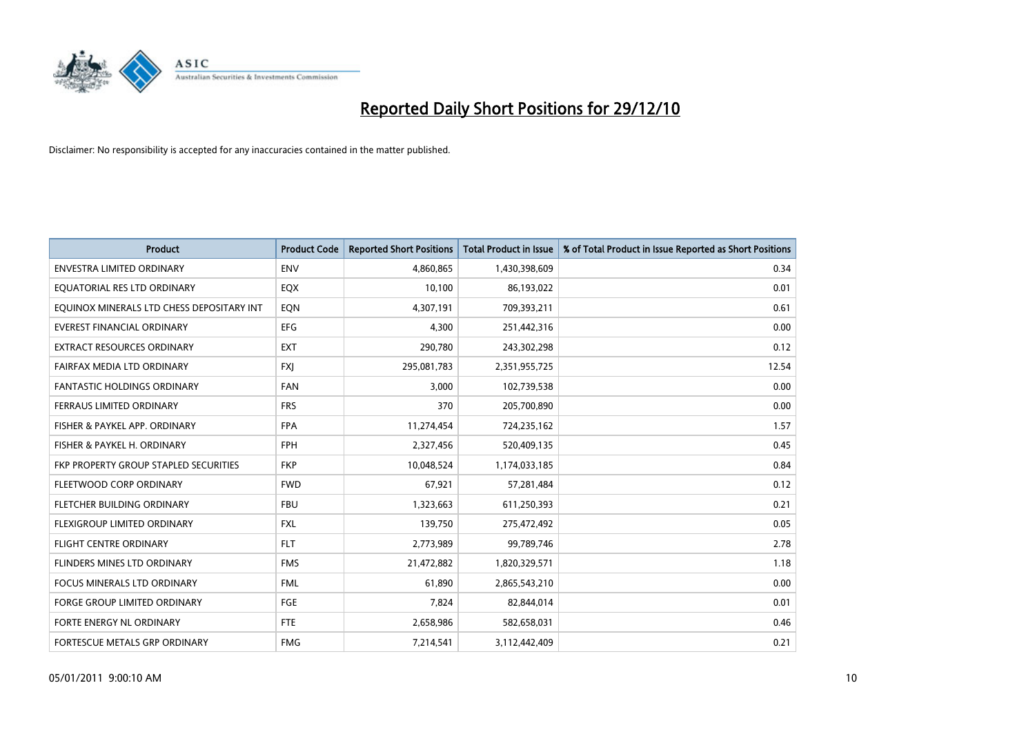# Reported Daily Short Positions for 29/12/10

Disclaimer: No responsibility is accepted for any inaccuracies contained in the matter published.

| Product | Product Code | Reported Short Positions | Total Product in Issue | % of Total Product in Issue Reported as Short Positions |
|---|---|---|---|---|
| ENVESTRA LIMITED ORDINARY | ENV | 4,860,865 | 1,430,398,609 | 0.34 |
| EQUATORIAL RES LTD ORDINARY | EQX | 10,100 | 86,193,022 | 0.01 |
| EQUINOX MINERALS LTD CHESS DEPOSITARY INT | EQN | 4,307,191 | 709,393,211 | 0.61 |
| EVEREST FINANCIAL ORDINARY | EFG | 4,300 | 251,442,316 | 0.00 |
| EXTRACT RESOURCES ORDINARY | EXT | 290,780 | 243,302,298 | 0.12 |
| FAIRFAX MEDIA LTD ORDINARY | FXJ | 295,081,783 | 2,351,955,725 | 12.54 |
| FANTASTIC HOLDINGS ORDINARY | FAN | 3,000 | 102,739,538 | 0.00 |
| FERRAUS LIMITED ORDINARY | FRS | 370 | 205,700,890 | 0.00 |
| FISHER & PAYKEL APP. ORDINARY | FPA | 11,274,454 | 724,235,162 | 1.57 |
| FISHER & PAYKEL H. ORDINARY | FPH | 2,327,456 | 520,409,135 | 0.45 |
| FKP PROPERTY GROUP STAPLED SECURITIES | FKP | 10,048,524 | 1,174,033,185 | 0.84 |
| FLEETWOOD CORP ORDINARY | FWD | 67,921 | 57,281,484 | 0.12 |
| FLETCHER BUILDING ORDINARY | FBU | 1,323,663 | 611,250,393 | 0.21 |
| FLEXIGROUP LIMITED ORDINARY | FXL | 139,750 | 275,472,492 | 0.05 |
| FLIGHT CENTRE ORDINARY | FLT | 2,773,989 | 99,789,746 | 2.78 |
| FLINDERS MINES LTD ORDINARY | FMS | 21,472,882 | 1,820,329,571 | 1.18 |
| FOCUS MINERALS LTD ORDINARY | FML | 61,890 | 2,865,543,210 | 0.00 |
| FORGE GROUP LIMITED ORDINARY | FGE | 7,824 | 82,844,014 | 0.01 |
| FORTE ENERGY NL ORDINARY | FTE | 2,658,986 | 582,658,031 | 0.46 |
| FORTESCUE METALS GRP ORDINARY | FMG | 7,214,541 | 3,112,442,409 | 0.21 |

05/01/2011 9:00:10 AM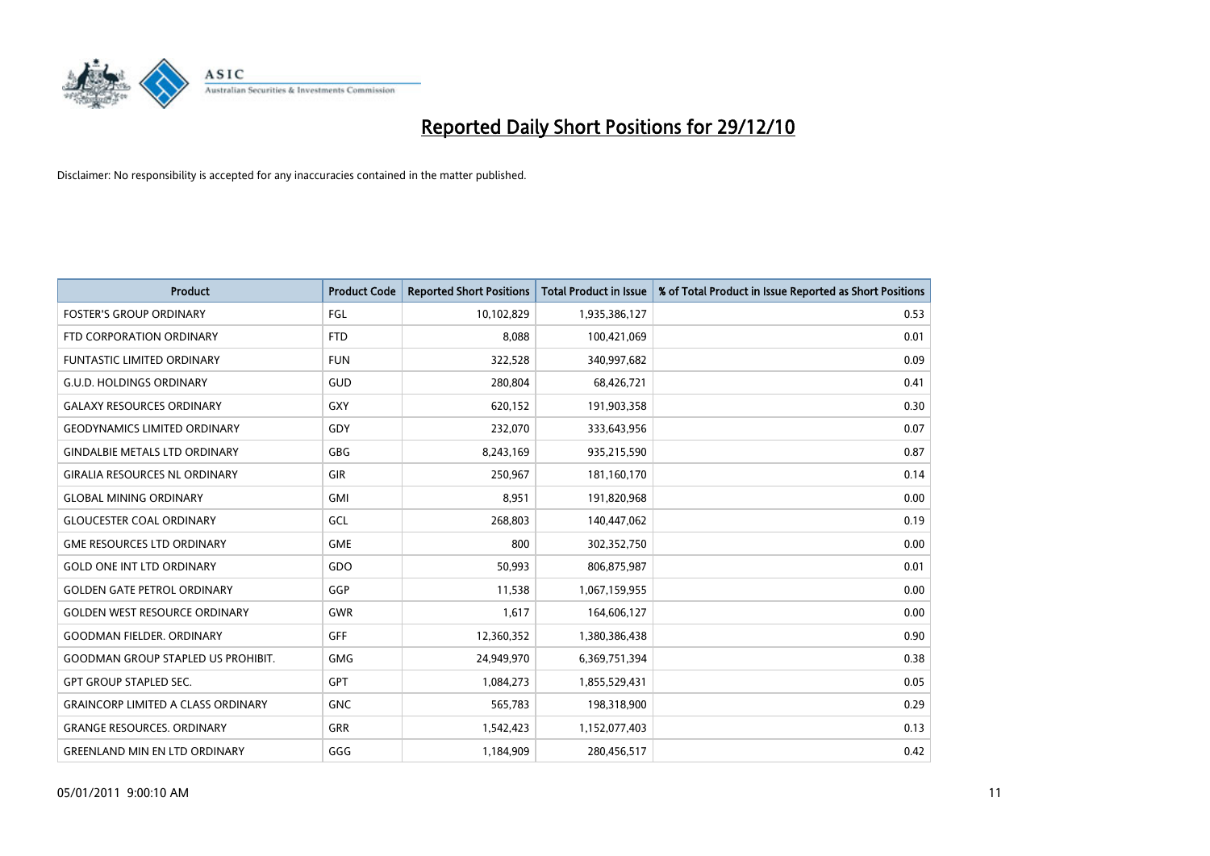# Reported Daily Short Positions for 29/12/10

Disclaimer: No responsibility is accepted for any inaccuracies contained in the matter published.

| Product | Product Code | Reported Short Positions | Total Product in Issue | % of Total Product in Issue Reported as Short Positions |
|---|---|---|---|---|
| FOSTER'S GROUP ORDINARY | FGL | 10,102,829 | 1,935,386,127 | 0.53 |
| FTD CORPORATION ORDINARY | FTD | 8,088 | 100,421,069 | 0.01 |
| FUNTASTIC LIMITED ORDINARY | FUN | 322,528 | 340,997,682 | 0.09 |
| G.U.D. HOLDINGS ORDINARY | GUD | 280,804 | 68,426,721 | 0.41 |
| GALAXY RESOURCES ORDINARY | GXY | 620,152 | 191,903,358 | 0.30 |
| GEODYNAMICS LIMITED ORDINARY | GDY | 232,070 | 333,643,956 | 0.07 |
| GINDALBIE METALS LTD ORDINARY | GBG | 8,243,169 | 935,215,590 | 0.87 |
| GIRALIA RESOURCES NL ORDINARY | GIR | 250,967 | 181,160,170 | 0.14 |
| GLOBAL MINING ORDINARY | GMI | 8,951 | 191,820,968 | 0.00 |
| GLOUCESTER COAL ORDINARY | GCL | 268,803 | 140,447,062 | 0.19 |
| GME RESOURCES LTD ORDINARY | GME | 800 | 302,352,750 | 0.00 |
| GOLD ONE INT LTD ORDINARY | GDO | 50,993 | 806,875,987 | 0.01 |
| GOLDEN GATE PETROL ORDINARY | GGP | 11,538 | 1,067,159,955 | 0.00 |
| GOLDEN WEST RESOURCE ORDINARY | GWR | 1,617 | 164,606,127 | 0.00 |
| GOODMAN FIELDER. ORDINARY | GFF | 12,360,352 | 1,380,386,438 | 0.90 |
| GOODMAN GROUP STAPLED US PROHIBIT. | GMG | 24,949,970 | 6,369,751,394 | 0.38 |
| GPT GROUP STAPLED SEC. | GPT | 1,084,273 | 1,855,529,431 | 0.05 |
| GRAINCORP LIMITED A CLASS ORDINARY | GNC | 565,783 | 198,318,900 | 0.29 |
| GRANGE RESOURCES. ORDINARY | GRR | 1,542,423 | 1,152,077,403 | 0.13 |
| GREENLAND MIN EN LTD ORDINARY | GGG | 1,184,909 | 280,456,517 | 0.42 |

05/01/2011 9:00:10 AM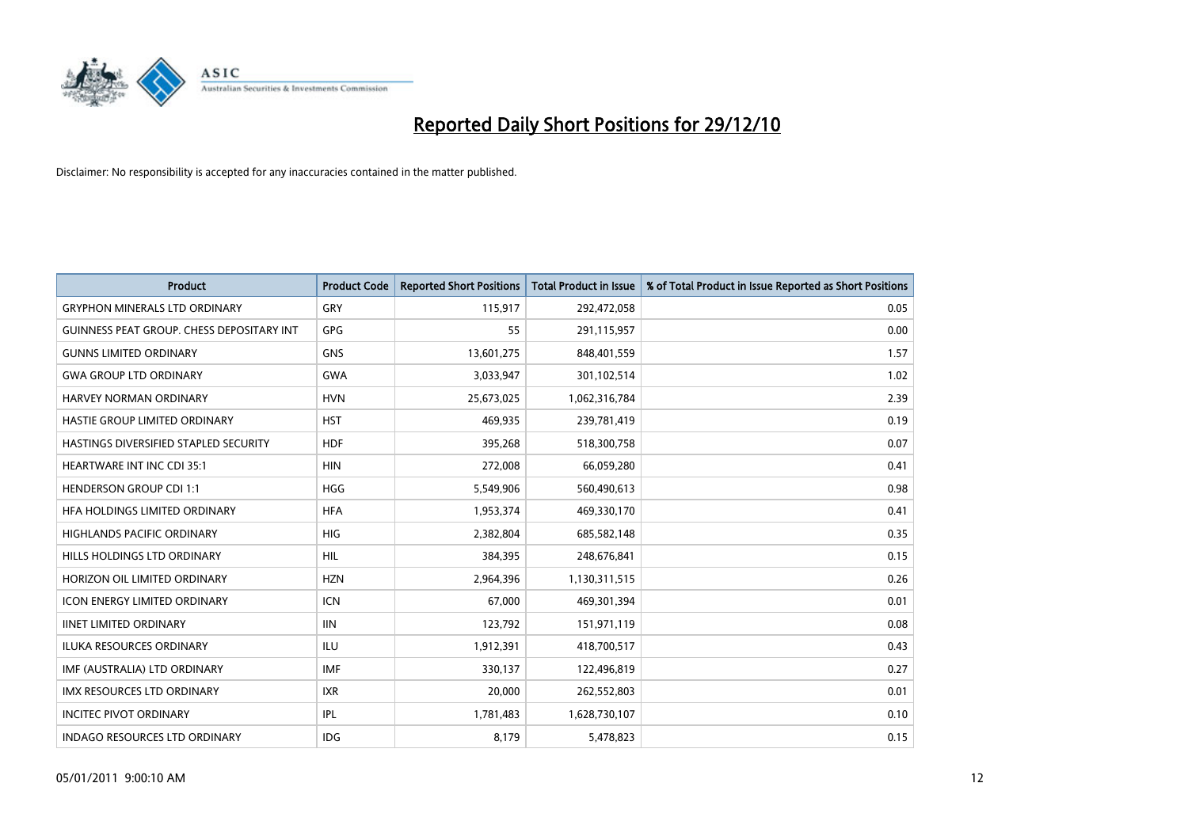# Reported Daily Short Positions for 29/12/10

Disclaimer: No responsibility is accepted for any inaccuracies contained in the matter published.

| Product | Product Code | Reported Short Positions | Total Product in Issue | % of Total Product in Issue Reported as Short Positions |
|---|---|---|---|---|
| GRYPHON MINERALS LTD ORDINARY | GRY | 115,917 | 292,472,058 | 0.05 |
| GUINNESS PEAT GROUP. CHESS DEPOSITARY INT | GPG | 55 | 291,115,957 | 0.00 |
| GUNNS LIMITED ORDINARY | GNS | 13,601,275 | 848,401,559 | 1.57 |
| GWA GROUP LTD ORDINARY | GWA | 3,033,947 | 301,102,514 | 1.02 |
| HARVEY NORMAN ORDINARY | HVN | 25,673,025 | 1,062,316,784 | 2.39 |
| HASTIE GROUP LIMITED ORDINARY | HST | 469,935 | 239,781,419 | 0.19 |
| HASTINGS DIVERSIFIED STAPLED SECURITY | HDF | 395,268 | 518,300,758 | 0.07 |
| HEARTWARE INT INC CDI 35:1 | HIN | 272,008 | 66,059,280 | 0.41 |
| HENDERSON GROUP CDI 1:1 | HGG | 5,549,906 | 560,490,613 | 0.98 |
| HFA HOLDINGS LIMITED ORDINARY | HFA | 1,953,374 | 469,330,170 | 0.41 |
| HIGHLANDS PACIFIC ORDINARY | HIG | 2,382,804 | 685,582,148 | 0.35 |
| HILLS HOLDINGS LTD ORDINARY | HIL | 384,395 | 248,676,841 | 0.15 |
| HORIZON OIL LIMITED ORDINARY | HZN | 2,964,396 | 1,130,311,515 | 0.26 |
| ICON ENERGY LIMITED ORDINARY | ICN | 67,000 | 469,301,394 | 0.01 |
| IINET LIMITED ORDINARY | IIN | 123,792 | 151,971,119 | 0.08 |
| ILUKA RESOURCES ORDINARY | ILU | 1,912,391 | 418,700,517 | 0.43 |
| IMF (AUSTRALIA) LTD ORDINARY | IMF | 330,137 | 122,496,819 | 0.27 |
| IMX RESOURCES LTD ORDINARY | IXR | 20,000 | 262,552,803 | 0.01 |
| INCITEC PIVOT ORDINARY | IPL | 1,781,483 | 1,628,730,107 | 0.10 |
| INDAGO RESOURCES LTD ORDINARY | IDG | 8,179 | 5,478,823 | 0.15 |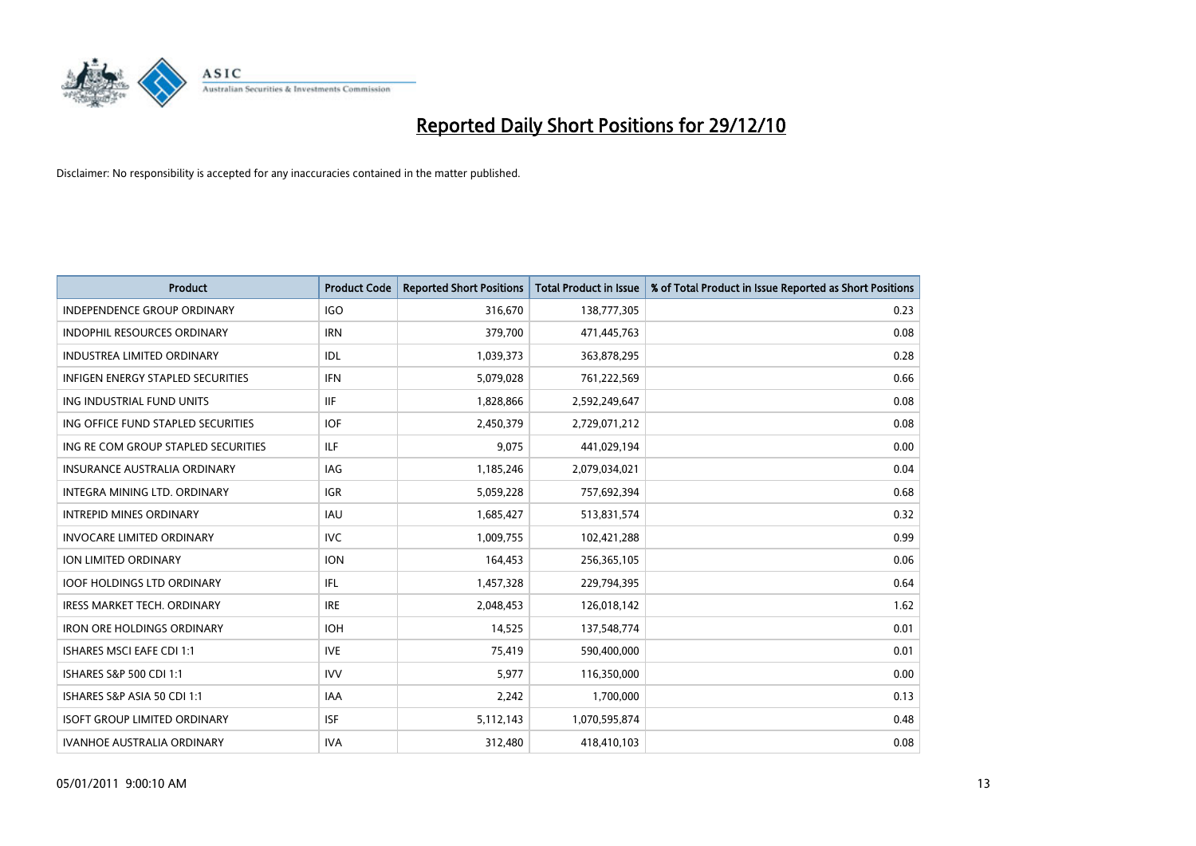# Reported Daily Short Positions for 29/12/10

Disclaimer: No responsibility is accepted for any inaccuracies contained in the matter published.

| Product | Product Code | Reported Short Positions | Total Product in Issue | % of Total Product in Issue Reported as Short Positions |
| --- | --- | --- | --- | --- |
| INDEPENDENCE GROUP ORDINARY | IGO | 316,670 | 138,777,305 | 0.23 |
| INDOPHIL RESOURCES ORDINARY | IRN | 379,700 | 471,445,763 | 0.08 |
| INDUSTREA LIMITED ORDINARY | IDL | 1,039,373 | 363,878,295 | 0.28 |
| INFIGEN ENERGY STAPLED SECURITIES | IFN | 5,079,028 | 761,222,569 | 0.66 |
| ING INDUSTRIAL FUND UNITS | IIF | 1,828,866 | 2,592,249,647 | 0.08 |
| ING OFFICE FUND STAPLED SECURITIES | IOF | 2,450,379 | 2,729,071,212 | 0.08 |
| ING RE COM GROUP STAPLED SECURITIES | ILF | 9,075 | 441,029,194 | 0.00 |
| INSURANCE AUSTRALIA ORDINARY | IAG | 1,185,246 | 2,079,034,021 | 0.04 |
| INTEGRA MINING LTD. ORDINARY | IGR | 5,059,228 | 757,692,394 | 0.68 |
| INTREPID MINES ORDINARY | IAU | 1,685,427 | 513,831,574 | 0.32 |
| INVOCARE LIMITED ORDINARY | IVC | 1,009,755 | 102,421,288 | 0.99 |
| ION LIMITED ORDINARY | ION | 164,453 | 256,365,105 | 0.06 |
| IOOF HOLDINGS LTD ORDINARY | IFL | 1,457,328 | 229,794,395 | 0.64 |
| IRESS MARKET TECH. ORDINARY | IRE | 2,048,453 | 126,018,142 | 1.62 |
| IRON ORE HOLDINGS ORDINARY | IOH | 14,525 | 137,548,774 | 0.01 |
| ISHARES MSCI EAFE CDI 1:1 | IVE | 75,419 | 590,400,000 | 0.01 |
| ISHARES S&P 500 CDI 1:1 | IVV | 5,977 | 116,350,000 | 0.00 |
| ISHARES S&P ASIA 50 CDI 1:1 | IAA | 2,242 | 1,700,000 | 0.13 |
| ISOFT GROUP LIMITED ORDINARY | ISF | 5,112,143 | 1,070,595,874 | 0.48 |
| IVANHOE AUSTRALIA ORDINARY | IVA | 312,480 | 418,410,103 | 0.08 |

05/01/2011 9:00:10 AM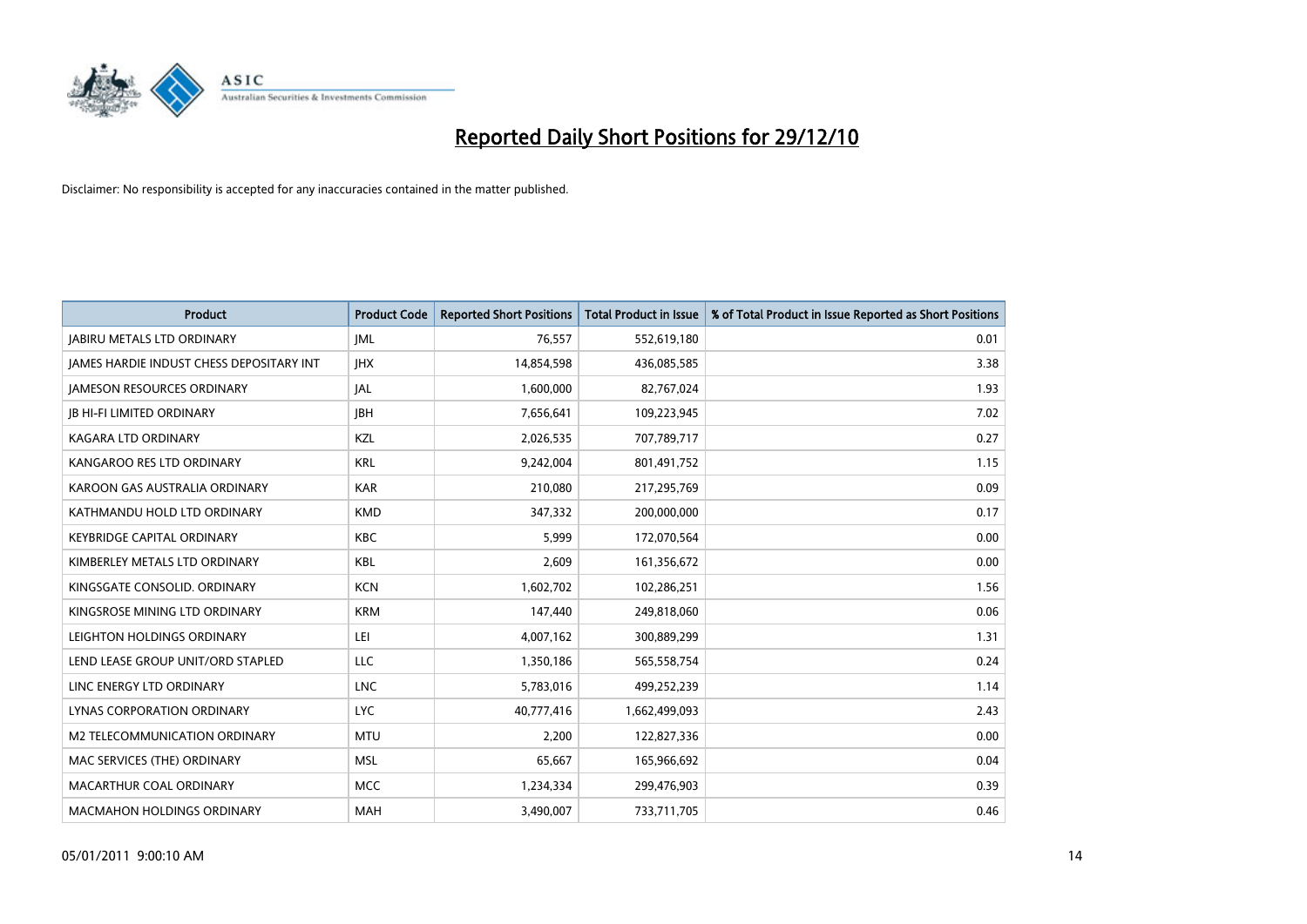# Reported Daily Short Positions for 29/12/10

Disclaimer: No responsibility is accepted for any inaccuracies contained in the matter published.

| Product | Product Code | Reported Short Positions | Total Product in Issue | % of Total Product in Issue Reported as Short Positions |
|---|---|---|---|---|
| JABIRU METALS LTD ORDINARY | JML | 76,557 | 552,619,180 | 0.01 |
| JAMES HARDIE INDUST CHESS DEPOSITARY INT | JHX | 14,854,598 | 436,085,585 | 3.38 |
| JAMESON RESOURCES ORDINARY | JAL | 1,600,000 | 82,767,024 | 1.93 |
| JB HI-FI LIMITED ORDINARY | JBH | 7,656,641 | 109,223,945 | 7.02 |
| KAGARA LTD ORDINARY | KZL | 2,026,535 | 707,789,717 | 0.27 |
| KANGAROO RES LTD ORDINARY | KRL | 9,242,004 | 801,491,752 | 1.15 |
| KAROON GAS AUSTRALIA ORDINARY | KAR | 210,080 | 217,295,769 | 0.09 |
| KATHMANDU HOLD LTD ORDINARY | KMD | 347,332 | 200,000,000 | 0.17 |
| KEYBRIDGE CAPITAL ORDINARY | KBC | 5,999 | 172,070,564 | 0.00 |
| KIMBERLEY METALS LTD ORDINARY | KBL | 2,609 | 161,356,672 | 0.00 |
| KINGSGATE CONSOLID. ORDINARY | KCN | 1,602,702 | 102,286,251 | 1.56 |
| KINGSROSE MINING LTD ORDINARY | KRM | 147,440 | 249,818,060 | 0.06 |
| LEIGHTON HOLDINGS ORDINARY | LEI | 4,007,162 | 300,889,299 | 1.31 |
| LEND LEASE GROUP UNIT/ORD STAPLED | LLC | 1,350,186 | 565,558,754 | 0.24 |
| LINC ENERGY LTD ORDINARY | LNC | 5,783,016 | 499,252,239 | 1.14 |
| LYNAS CORPORATION ORDINARY | LYC | 40,777,416 | 1,662,499,093 | 2.43 |
| M2 TELECOMMUNICATION ORDINARY | MTU | 2,200 | 122,827,336 | 0.00 |
| MAC SERVICES (THE) ORDINARY | MSL | 65,667 | 165,966,692 | 0.04 |
| MACARTHUR COAL ORDINARY | MCC | 1,234,334 | 299,476,903 | 0.39 |
| MACMAHON HOLDINGS ORDINARY | MAH | 3,490,007 | 733,711,705 | 0.46 |

05/01/2011 9:00:10 AM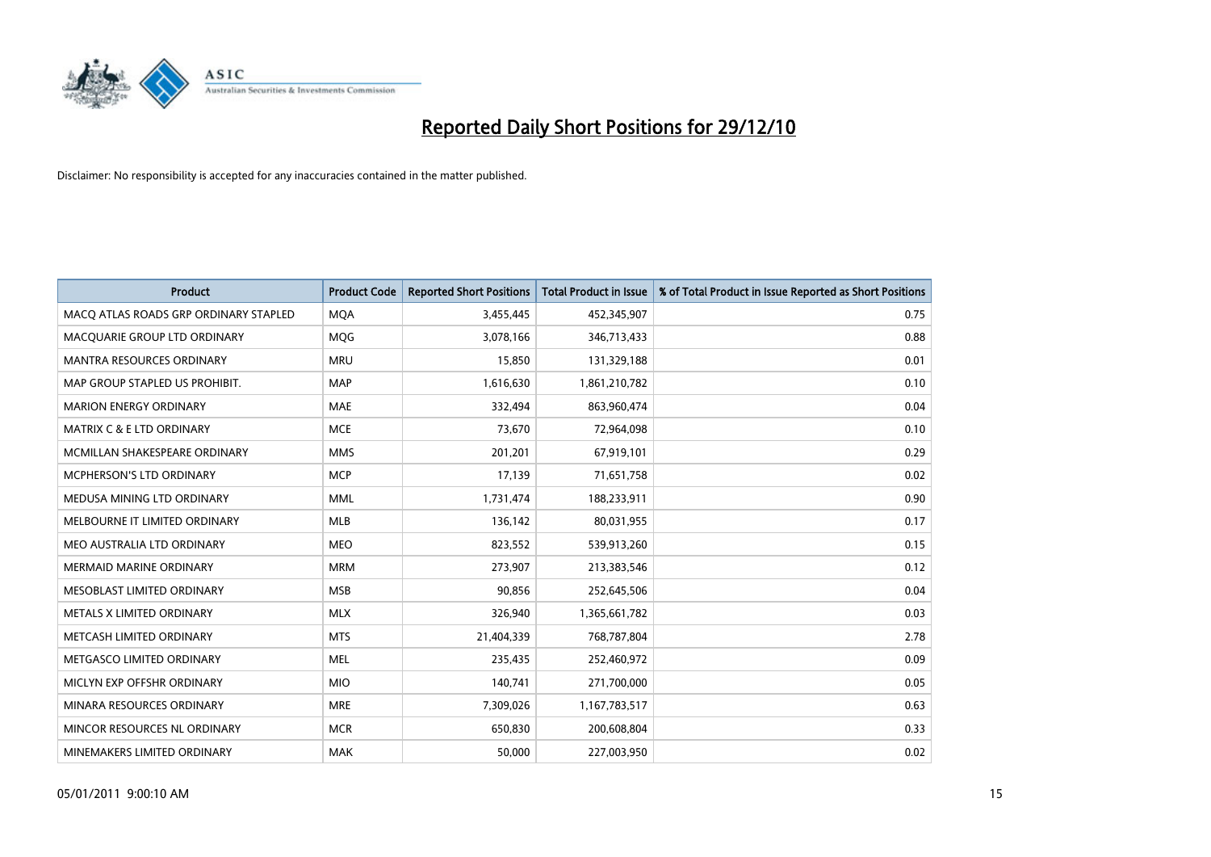# Reported Daily Short Positions for 29/12/10

Disclaimer: No responsibility is accepted for any inaccuracies contained in the matter published.

| Product | Product Code | Reported Short Positions | Total Product in Issue | % of Total Product in Issue Reported as Short Positions |
|---|---|---|---|---|
| MACQ ATLAS ROADS GRP ORDINARY STAPLED | MQA | 3,455,445 | 452,345,907 | 0.75 |
| MACQUARIE GROUP LTD ORDINARY | MQG | 3,078,166 | 346,713,433 | 0.88 |
| MANTRA RESOURCES ORDINARY | MRU | 15,850 | 131,329,188 | 0.01 |
| MAP GROUP STAPLED US PROHIBIT. | MAP | 1,616,630 | 1,861,210,782 | 0.10 |
| MARION ENERGY ORDINARY | MAE | 332,494 | 863,960,474 | 0.04 |
| MATRIX C & E LTD ORDINARY | MCE | 73,670 | 72,964,098 | 0.10 |
| MCMILLAN SHAKESPEARE ORDINARY | MMS | 201,201 | 67,919,101 | 0.29 |
| MCPHERSON'S LTD ORDINARY | MCP | 17,139 | 71,651,758 | 0.02 |
| MEDUSA MINING LTD ORDINARY | MML | 1,731,474 | 188,233,911 | 0.90 |
| MELBOURNE IT LIMITED ORDINARY | MLB | 136,142 | 80,031,955 | 0.17 |
| MEO AUSTRALIA LTD ORDINARY | MEO | 823,552 | 539,913,260 | 0.15 |
| MERMAID MARINE ORDINARY | MRM | 273,907 | 213,383,546 | 0.12 |
| MESOBLAST LIMITED ORDINARY | MSB | 90,856 | 252,645,506 | 0.04 |
| METALS X LIMITED ORDINARY | MLX | 326,940 | 1,365,661,782 | 0.03 |
| METCASH LIMITED ORDINARY | MTS | 21,404,339 | 768,787,804 | 2.78 |
| METGASCO LIMITED ORDINARY | MEL | 235,435 | 252,460,972 | 0.09 |
| MICLYN EXP OFFSHR ORDINARY | MIO | 140,741 | 271,700,000 | 0.05 |
| MINARA RESOURCES ORDINARY | MRE | 7,309,026 | 1,167,783,517 | 0.63 |
| MINCOR RESOURCES NL ORDINARY | MCR | 650,830 | 200,608,804 | 0.33 |
| MINEMAKERS LIMITED ORDINARY | MAK | 50,000 | 227,003,950 | 0.02 |

05/01/2011 9:00:10 AM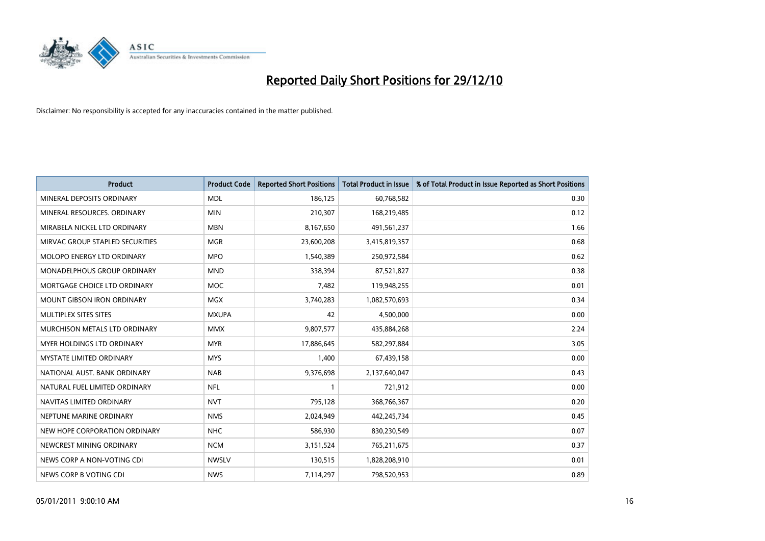# Reported Daily Short Positions for 29/12/10

Disclaimer: No responsibility is accepted for any inaccuracies contained in the matter published.

| Product | Product Code | Reported Short Positions | Total Product in Issue | % of Total Product in Issue Reported as Short Positions |
|---|---|---|---|---|
| MINERAL DEPOSITS ORDINARY | MDL | 186,125 | 60,768,582 | 0.30 |
| MINERAL RESOURCES. ORDINARY | MIN | 210,307 | 168,219,485 | 0.12 |
| MIRABELA NICKEL LTD ORDINARY | MBN | 8,167,650 | 491,561,237 | 1.66 |
| MIRVAC GROUP STAPLED SECURITIES | MGR | 23,600,208 | 3,415,819,357 | 0.68 |
| MOLOPO ENERGY LTD ORDINARY | MPO | 1,540,389 | 250,972,584 | 0.62 |
| MONADELPHOUS GROUP ORDINARY | MND | 338,394 | 87,521,827 | 0.38 |
| MORTGAGE CHOICE LTD ORDINARY | MOC | 7,482 | 119,948,255 | 0.01 |
| MOUNT GIBSON IRON ORDINARY | MGX | 3,740,283 | 1,082,570,693 | 0.34 |
| MULTIPLEX SITES SITES | MXUPA | 42 | 4,500,000 | 0.00 |
| MURCHISON METALS LTD ORDINARY | MMX | 9,807,577 | 435,884,268 | 2.24 |
| MYER HOLDINGS LTD ORDINARY | MYR | 17,886,645 | 582,297,884 | 3.05 |
| MYSTATE LIMITED ORDINARY | MYS | 1,400 | 67,439,158 | 0.00 |
| NATIONAL AUST. BANK ORDINARY | NAB | 9,376,698 | 2,137,640,047 | 0.43 |
| NATURAL FUEL LIMITED ORDINARY | NFL | 1 | 721,912 | 0.00 |
| NAVITAS LIMITED ORDINARY | NVT | 795,128 | 368,766,367 | 0.20 |
| NEPTUNE MARINE ORDINARY | NMS | 2,024,949 | 442,245,734 | 0.45 |
| NEW HOPE CORPORATION ORDINARY | NHC | 586,930 | 830,230,549 | 0.07 |
| NEWCREST MINING ORDINARY | NCM | 3,151,524 | 765,211,675 | 0.37 |
| NEWS CORP A NON-VOTING CDI | NWSLV | 130,515 | 1,828,208,910 | 0.01 |
| NEWS CORP B VOTING CDI | NWS | 7,114,297 | 798,520,953 | 0.89 |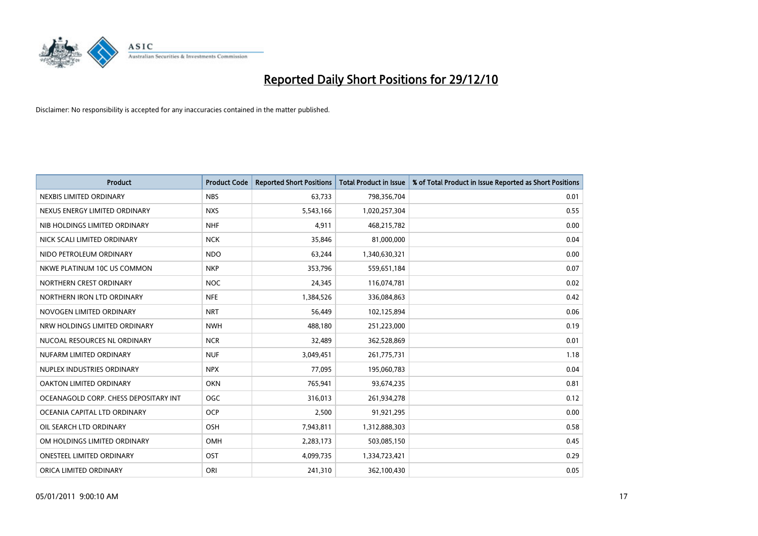# Reported Daily Short Positions for 29/12/10

Disclaimer: No responsibility is accepted for any inaccuracies contained in the matter published.

| Product | Product Code | Reported Short Positions | Total Product in Issue | % of Total Product in Issue Reported as Short Positions |
|---|---|---|---|---|
| NEXBIS LIMITED ORDINARY | NBS | 63,733 | 798,356,704 | 0.01 |
| NEXUS ENERGY LIMITED ORDINARY | NXS | 5,543,166 | 1,020,257,304 | 0.55 |
| NIB HOLDINGS LIMITED ORDINARY | NHF | 4,911 | 468,215,782 | 0.00 |
| NICK SCALI LIMITED ORDINARY | NCK | 35,846 | 81,000,000 | 0.04 |
| NIDO PETROLEUM ORDINARY | NDO | 63,244 | 1,340,630,321 | 0.00 |
| NKWE PLATINUM 10C US COMMON | NKP | 353,796 | 559,651,184 | 0.07 |
| NORTHERN CREST ORDINARY | NOC | 24,345 | 116,074,781 | 0.02 |
| NORTHERN IRON LTD ORDINARY | NFE | 1,384,526 | 336,084,863 | 0.42 |
| NOVOGEN LIMITED ORDINARY | NRT | 56,449 | 102,125,894 | 0.06 |
| NRW HOLDINGS LIMITED ORDINARY | NWH | 488,180 | 251,223,000 | 0.19 |
| NUCOAL RESOURCES NL ORDINARY | NCR | 32,489 | 362,528,869 | 0.01 |
| NUFARM LIMITED ORDINARY | NUF | 3,049,451 | 261,775,731 | 1.18 |
| NUPLEX INDUSTRIES ORDINARY | NPX | 77,095 | 195,060,783 | 0.04 |
| OAKTON LIMITED ORDINARY | OKN | 765,941 | 93,674,235 | 0.81 |
| OCEANAGOLD CORP. CHESS DEPOSITARY INT | OGC | 316,013 | 261,934,278 | 0.12 |
| OCEANIA CAPITAL LTD ORDINARY | OCP | 2,500 | 91,921,295 | 0.00 |
| OIL SEARCH LTD ORDINARY | OSH | 7,943,811 | 1,312,888,303 | 0.58 |
| OM HOLDINGS LIMITED ORDINARY | OMH | 2,283,173 | 503,085,150 | 0.45 |
| ONESTEEL LIMITED ORDINARY | OST | 4,099,735 | 1,334,723,421 | 0.29 |
| ORICA LIMITED ORDINARY | ORI | 241,310 | 362,100,430 | 0.05 |

05/01/2011 9:00:10 AM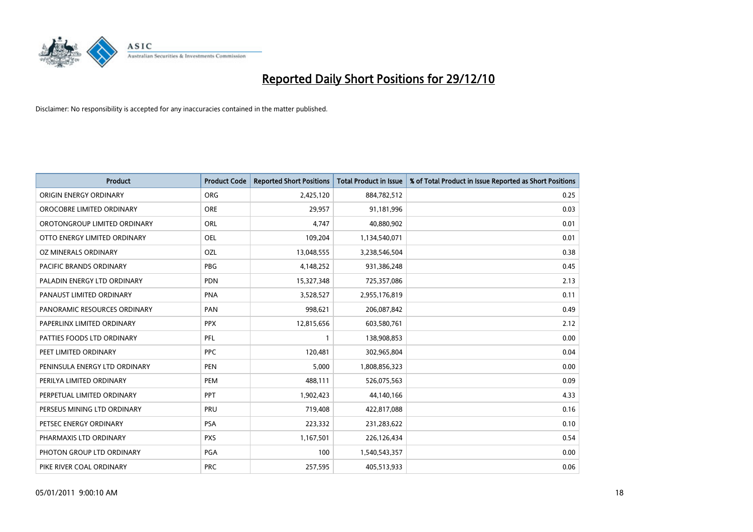# Reported Daily Short Positions for 29/12/10

Disclaimer: No responsibility is accepted for any inaccuracies contained in the matter published.

| Product | Product Code | Reported Short Positions | Total Product in Issue | % of Total Product in Issue Reported as Short Positions |
|---|---|---|---|---|
| ORIGIN ENERGY ORDINARY | ORG | 2,425,120 | 884,782,512 | 0.25 |
| OROCOBRE LIMITED ORDINARY | ORE | 29,957 | 91,181,996 | 0.03 |
| OROTONGROUP LIMITED ORDINARY | ORL | 4,747 | 40,880,902 | 0.01 |
| OTTO ENERGY LIMITED ORDINARY | OEL | 109,204 | 1,134,540,071 | 0.01 |
| OZ MINERALS ORDINARY | OZL | 13,048,555 | 3,238,546,504 | 0.38 |
| PACIFIC BRANDS ORDINARY | PBG | 4,148,252 | 931,386,248 | 0.45 |
| PALADIN ENERGY LTD ORDINARY | PDN | 15,327,348 | 725,357,086 | 2.13 |
| PANAUST LIMITED ORDINARY | PNA | 3,528,527 | 2,955,176,819 | 0.11 |
| PANORAMIC RESOURCES ORDINARY | PAN | 998,621 | 206,087,842 | 0.49 |
| PAPERLINX LIMITED ORDINARY | PPX | 12,815,656 | 603,580,761 | 2.12 |
| PATTIES FOODS LTD ORDINARY | PFL | 1 | 138,908,853 | 0.00 |
| PEET LIMITED ORDINARY | PPC | 120,481 | 302,965,804 | 0.04 |
| PENINSULA ENERGY LTD ORDINARY | PEN | 5,000 | 1,808,856,323 | 0.00 |
| PERILYA LIMITED ORDINARY | PEM | 488,111 | 526,075,563 | 0.09 |
| PERPETUAL LIMITED ORDINARY | PPT | 1,902,423 | 44,140,166 | 4.33 |
| PERSEUS MINING LTD ORDINARY | PRU | 719,408 | 422,817,088 | 0.16 |
| PETSEC ENERGY ORDINARY | PSA | 223,332 | 231,283,622 | 0.10 |
| PHARMAXIS LTD ORDINARY | PXS | 1,167,501 | 226,126,434 | 0.54 |
| PHOTON GROUP LTD ORDINARY | PGA | 100 | 1,540,543,357 | 0.00 |
| PIKE RIVER COAL ORDINARY | PRC | 257,595 | 405,513,933 | 0.06 |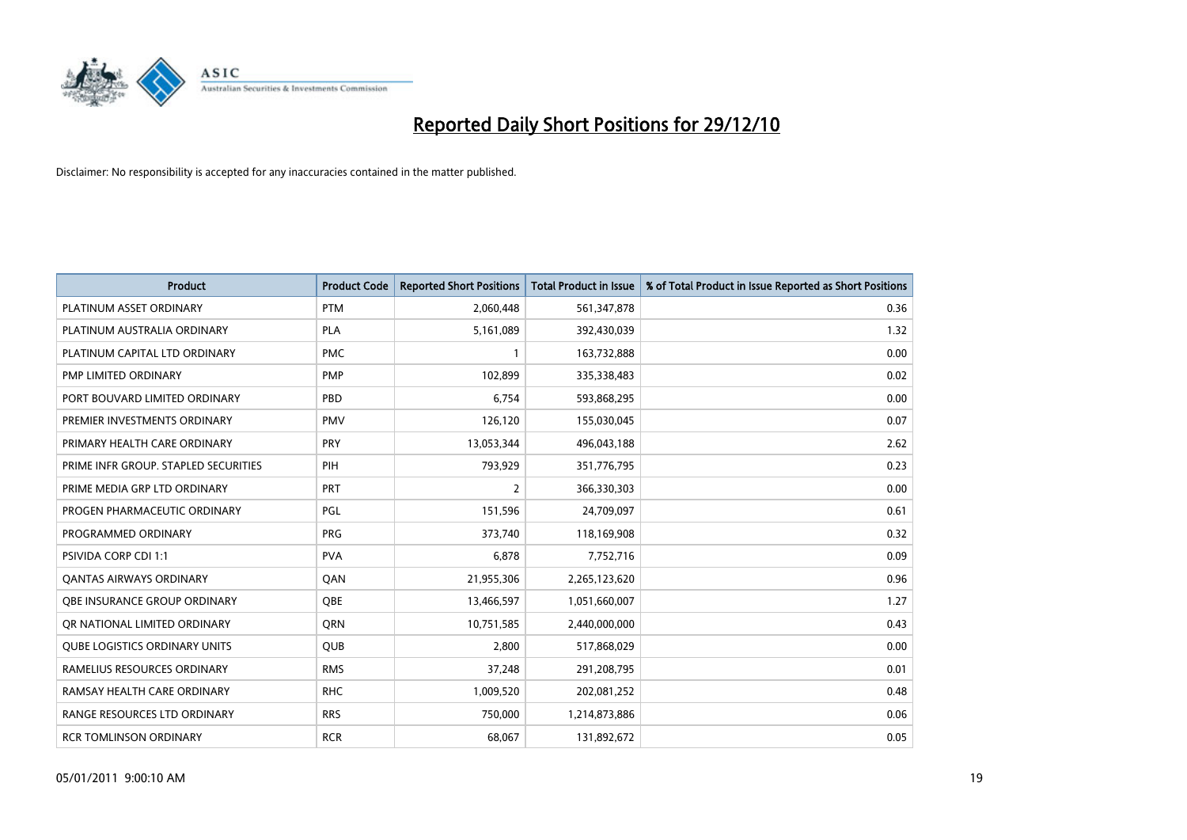# Reported Daily Short Positions for 29/12/10

Disclaimer: No responsibility is accepted for any inaccuracies contained in the matter published.

| Product | Product Code | Reported Short Positions | Total Product in Issue | % of Total Product in Issue Reported as Short Positions |
|---|---|---|---|---|
| PLATINUM ASSET ORDINARY | PTM | 2,060,448 | 561,347,878 | 0.36 |
| PLATINUM AUSTRALIA ORDINARY | PLA | 5,161,089 | 392,430,039 | 1.32 |
| PLATINUM CAPITAL LTD ORDINARY | PMC | 1 | 163,732,888 | 0.00 |
| PMP LIMITED ORDINARY | PMP | 102,899 | 335,338,483 | 0.02 |
| PORT BOUVARD LIMITED ORDINARY | PBD | 6,754 | 593,868,295 | 0.00 |
| PREMIER INVESTMENTS ORDINARY | PMV | 126,120 | 155,030,045 | 0.07 |
| PRIMARY HEALTH CARE ORDINARY | PRY | 13,053,344 | 496,043,188 | 2.62 |
| PRIME INFR GROUP. STAPLED SECURITIES | PIH | 793,929 | 351,776,795 | 0.23 |
| PRIME MEDIA GRP LTD ORDINARY | PRT | 2 | 366,330,303 | 0.00 |
| PROGEN PHARMACEUTIC ORDINARY | PGL | 151,596 | 24,709,097 | 0.61 |
| PROGRAMMED ORDINARY | PRG | 373,740 | 118,169,908 | 0.32 |
| PSIVIDA CORP CDI 1:1 | PVA | 6,878 | 7,752,716 | 0.09 |
| QANTAS AIRWAYS ORDINARY | QAN | 21,955,306 | 2,265,123,620 | 0.96 |
| QBE INSURANCE GROUP ORDINARY | QBE | 13,466,597 | 1,051,660,007 | 1.27 |
| QR NATIONAL LIMITED ORDINARY | QRN | 10,751,585 | 2,440,000,000 | 0.43 |
| QUBE LOGISTICS ORDINARY UNITS | QUB | 2,800 | 517,868,029 | 0.00 |
| RAMELIUS RESOURCES ORDINARY | RMS | 37,248 | 291,208,795 | 0.01 |
| RAMSAY HEALTH CARE ORDINARY | RHC | 1,009,520 | 202,081,252 | 0.48 |
| RANGE RESOURCES LTD ORDINARY | RRS | 750,000 | 1,214,873,886 | 0.06 |
| RCR TOMLINSON ORDINARY | RCR | 68,067 | 131,892,672 | 0.05 |

05/01/2011 9:00:10 AM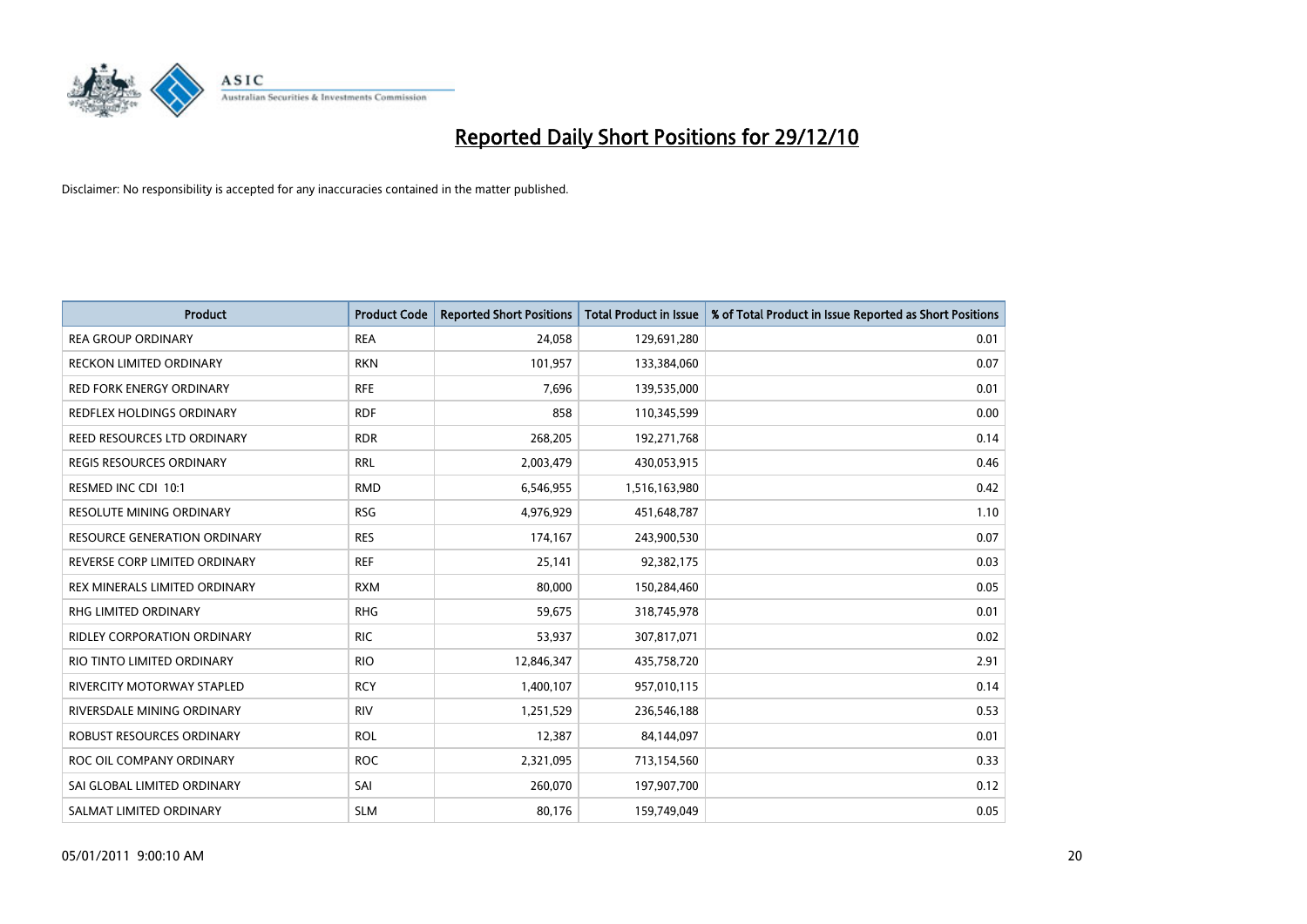# Reported Daily Short Positions for 29/12/10

Disclaimer: No responsibility is accepted for any inaccuracies contained in the matter published.

| Product | Product Code | Reported Short Positions | Total Product in Issue | % of Total Product in Issue Reported as Short Positions |
|---|---|---|---|---|
| REA GROUP ORDINARY | REA | 24,058 | 129,691,280 | 0.01 |
| RECKON LIMITED ORDINARY | RKN | 101,957 | 133,384,060 | 0.07 |
| RED FORK ENERGY ORDINARY | RFE | 7,696 | 139,535,000 | 0.01 |
| REDFLEX HOLDINGS ORDINARY | RDF | 858 | 110,345,599 | 0.00 |
| REED RESOURCES LTD ORDINARY | RDR | 268,205 | 192,271,768 | 0.14 |
| REGIS RESOURCES ORDINARY | RRL | 2,003,479 | 430,053,915 | 0.46 |
| RESMED INC CDI 10:1 | RMD | 6,546,955 | 1,516,163,980 | 0.42 |
| RESOLUTE MINING ORDINARY | RSG | 4,976,929 | 451,648,787 | 1.10 |
| RESOURCE GENERATION ORDINARY | RES | 174,167 | 243,900,530 | 0.07 |
| REVERSE CORP LIMITED ORDINARY | REF | 25,141 | 92,382,175 | 0.03 |
| REX MINERALS LIMITED ORDINARY | RXM | 80,000 | 150,284,460 | 0.05 |
| RHG LIMITED ORDINARY | RHG | 59,675 | 318,745,978 | 0.01 |
| RIDLEY CORPORATION ORDINARY | RIC | 53,937 | 307,817,071 | 0.02 |
| RIO TINTO LIMITED ORDINARY | RIO | 12,846,347 | 435,758,720 | 2.91 |
| RIVERCITY MOTORWAY STAPLED | RCY | 1,400,107 | 957,010,115 | 0.14 |
| RIVERSDALE MINING ORDINARY | RIV | 1,251,529 | 236,546,188 | 0.53 |
| ROBUST RESOURCES ORDINARY | ROL | 12,387 | 84,144,097 | 0.01 |
| ROC OIL COMPANY ORDINARY | ROC | 2,321,095 | 713,154,560 | 0.33 |
| SAI GLOBAL LIMITED ORDINARY | SAI | 260,070 | 197,907,700 | 0.12 |
| SALMAT LIMITED ORDINARY | SLM | 80,176 | 159,749,049 | 0.05 |

05/01/2011 9:00:10 AM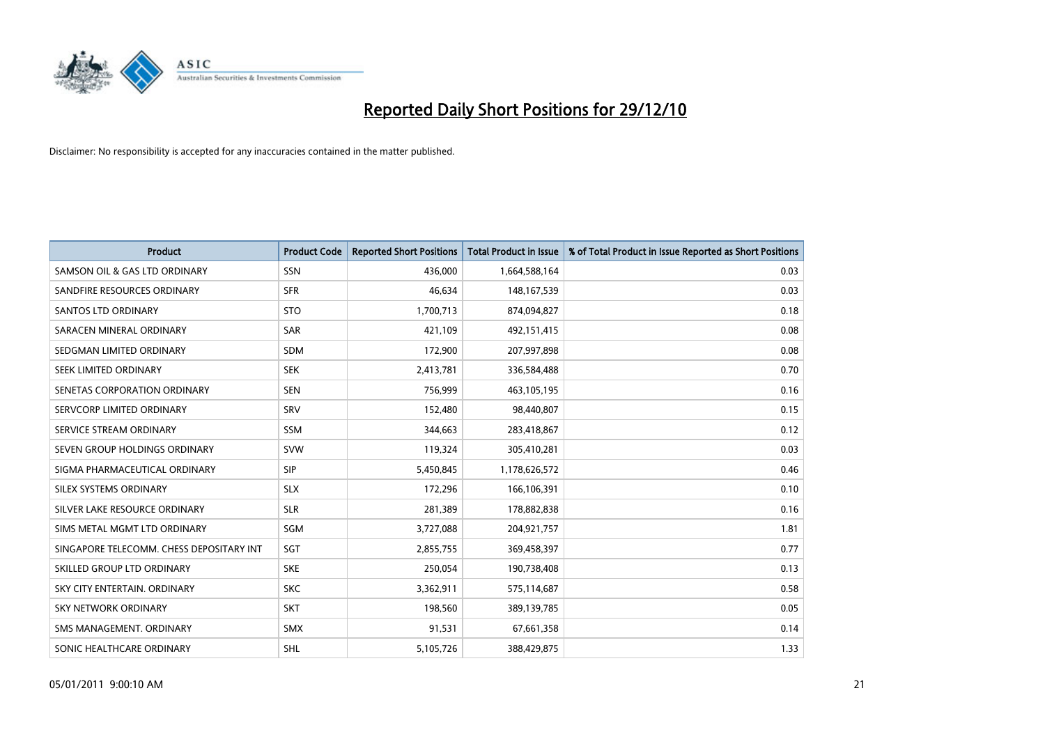# Reported Daily Short Positions for 29/12/10

Disclaimer: No responsibility is accepted for any inaccuracies contained in the matter published.

| Product | Product Code | Reported Short Positions | Total Product in Issue | % of Total Product in Issue Reported as Short Positions |
|---|---|---|---|---|
| SAMSON OIL & GAS LTD ORDINARY | SSN | 436,000 | 1,664,588,164 | 0.03 |
| SANDFIRE RESOURCES ORDINARY | SFR | 46,634 | 148,167,539 | 0.03 |
| SANTOS LTD ORDINARY | STO | 1,700,713 | 874,094,827 | 0.18 |
| SARACEN MINERAL ORDINARY | SAR | 421,109 | 492,151,415 | 0.08 |
| SEDGMAN LIMITED ORDINARY | SDM | 172,900 | 207,997,898 | 0.08 |
| SEEK LIMITED ORDINARY | SEK | 2,413,781 | 336,584,488 | 0.70 |
| SENETAS CORPORATION ORDINARY | SEN | 756,999 | 463,105,195 | 0.16 |
| SERVCORP LIMITED ORDINARY | SRV | 152,480 | 98,440,807 | 0.15 |
| SERVICE STREAM ORDINARY | SSM | 344,663 | 283,418,867 | 0.12 |
| SEVEN GROUP HOLDINGS ORDINARY | SVW | 119,324 | 305,410,281 | 0.03 |
| SIGMA PHARMACEUTICAL ORDINARY | SIP | 5,450,845 | 1,178,626,572 | 0.46 |
| SILEX SYSTEMS ORDINARY | SLX | 172,296 | 166,106,391 | 0.10 |
| SILVER LAKE RESOURCE ORDINARY | SLR | 281,389 | 178,882,838 | 0.16 |
| SIMS METAL MGMT LTD ORDINARY | SGM | 3,727,088 | 204,921,757 | 1.81 |
| SINGAPORE TELECOMM. CHESS DEPOSITARY INT | SGT | 2,855,755 | 369,458,397 | 0.77 |
| SKILLED GROUP LTD ORDINARY | SKE | 250,054 | 190,738,408 | 0.13 |
| SKY CITY ENTERTAIN. ORDINARY | SKC | 3,362,911 | 575,114,687 | 0.58 |
| SKY NETWORK ORDINARY | SKT | 198,560 | 389,139,785 | 0.05 |
| SMS MANAGEMENT. ORDINARY | SMX | 91,531 | 67,661,358 | 0.14 |
| SONIC HEALTHCARE ORDINARY | SHL | 5,105,726 | 388,429,875 | 1.33 |

05/01/2011 9:00:10 AM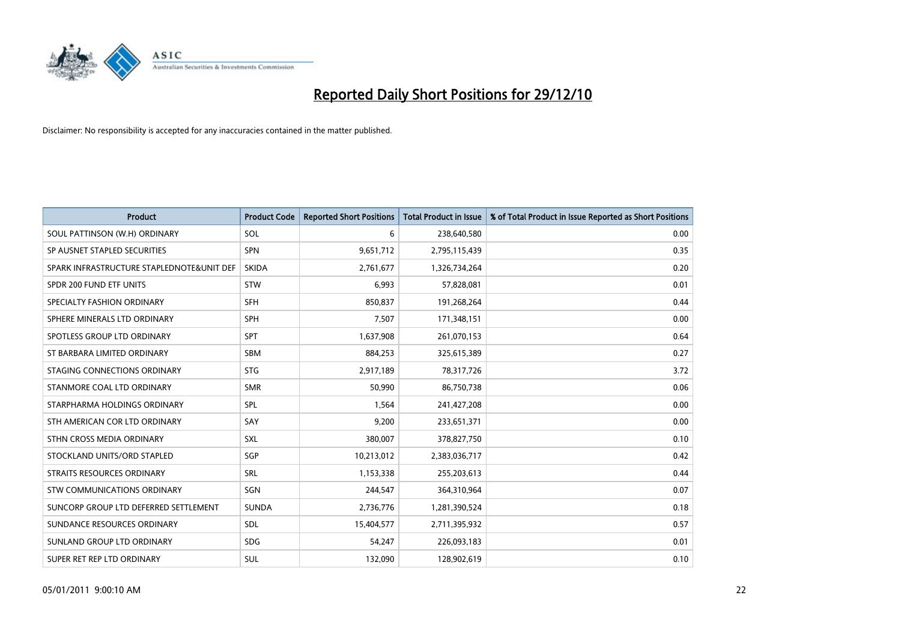# Reported Daily Short Positions for 29/12/10

Disclaimer: No responsibility is accepted for any inaccuracies contained in the matter published.

| Product | Product Code | Reported Short Positions | Total Product in Issue | % of Total Product in Issue Reported as Short Positions |
| --- | --- | --- | --- | --- |
| SOUL PATTINSON (W.H) ORDINARY | SOL | 6 | 238,640,580 | 0.00 |
| SP AUSNET STAPLED SECURITIES | SPN | 9,651,712 | 2,795,115,439 | 0.35 |
| SPARK INFRASTRUCTURE STAPLEDNOTE&UNIT DEF | SKIDA | 2,761,677 | 1,326,734,264 | 0.20 |
| SPDR 200 FUND ETF UNITS | STW | 6,993 | 57,828,081 | 0.01 |
| SPECIALTY FASHION ORDINARY | SFH | 850,837 | 191,268,264 | 0.44 |
| SPHERE MINERALS LTD ORDINARY | SPH | 7,507 | 171,348,151 | 0.00 |
| SPOTLESS GROUP LTD ORDINARY | SPT | 1,637,908 | 261,070,153 | 0.64 |
| ST BARBARA LIMITED ORDINARY | SBM | 884,253 | 325,615,389 | 0.27 |
| STAGING CONNECTIONS ORDINARY | STG | 2,917,189 | 78,317,726 | 3.72 |
| STANMORE COAL LTD ORDINARY | SMR | 50,990 | 86,750,738 | 0.06 |
| STARPHARMA HOLDINGS ORDINARY | SPL | 1,564 | 241,427,208 | 0.00 |
| STH AMERICAN COR LTD ORDINARY | SAY | 9,200 | 233,651,371 | 0.00 |
| STHN CROSS MEDIA ORDINARY | SXL | 380,007 | 378,827,750 | 0.10 |
| STOCKLAND UNITS/ORD STAPLED | SGP | 10,213,012 | 2,383,036,717 | 0.42 |
| STRAITS RESOURCES ORDINARY | SRL | 1,153,338 | 255,203,613 | 0.44 |
| STW COMMUNICATIONS ORDINARY | SGN | 244,547 | 364,310,964 | 0.07 |
| SUNCORP GROUP LTD DEFERRED SETTLEMENT | SUNDA | 2,736,776 | 1,281,390,524 | 0.18 |
| SUNDANCE RESOURCES ORDINARY | SDL | 15,404,577 | 2,711,395,932 | 0.57 |
| SUNLAND GROUP LTD ORDINARY | SDG | 54,247 | 226,093,183 | 0.01 |
| SUPER RET REP LTD ORDINARY | SUL | 132,090 | 128,902,619 | 0.10 |

05/01/2011 9:00:10 AM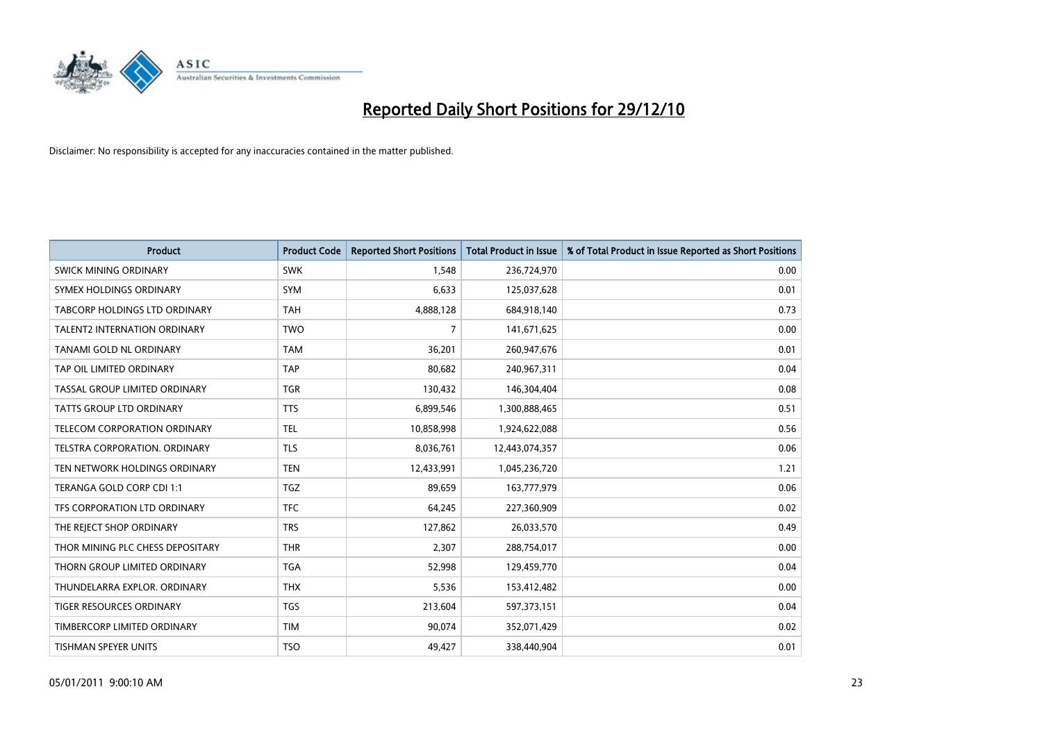# Reported Daily Short Positions for 29/12/10

Disclaimer: No responsibility is accepted for any inaccuracies contained in the matter published.

| Product | Product Code | Reported Short Positions | Total Product in Issue | % of Total Product in Issue Reported as Short Positions |
|---|---|---|---|---|
| SWICK MINING ORDINARY | SWK | 1,548 | 236,724,970 | 0.00 |
| SYMEX HOLDINGS ORDINARY | SYM | 6,633 | 125,037,628 | 0.01 |
| TABCORP HOLDINGS LTD ORDINARY | TAH | 4,888,128 | 684,918,140 | 0.73 |
| TALENT2 INTERNATION ORDINARY | TWO | 7 | 141,671,625 | 0.00 |
| TANAMI GOLD NL ORDINARY | TAM | 36,201 | 260,947,676 | 0.01 |
| TAP OIL LIMITED ORDINARY | TAP | 80,682 | 240,967,311 | 0.04 |
| TASSAL GROUP LIMITED ORDINARY | TGR | 130,432 | 146,304,404 | 0.08 |
| TATTS GROUP LTD ORDINARY | TTS | 6,899,546 | 1,300,888,465 | 0.51 |
| TELECOM CORPORATION ORDINARY | TEL | 10,858,998 | 1,924,622,088 | 0.56 |
| TELSTRA CORPORATION. ORDINARY | TLS | 8,036,761 | 12,443,074,357 | 0.06 |
| TEN NETWORK HOLDINGS ORDINARY | TEN | 12,433,991 | 1,045,236,720 | 1.21 |
| TERANGA GOLD CORP CDI 1:1 | TGZ | 89,659 | 163,777,979 | 0.06 |
| TFS CORPORATION LTD ORDINARY | TFC | 64,245 | 227,360,909 | 0.02 |
| THE REJECT SHOP ORDINARY | TRS | 127,862 | 26,033,570 | 0.49 |
| THOR MINING PLC CHESS DEPOSITARY | THR | 2,307 | 288,754,017 | 0.00 |
| THORN GROUP LIMITED ORDINARY | TGA | 52,998 | 129,459,770 | 0.04 |
| THUNDELARRA EXPLOR. ORDINARY | THX | 5,536 | 153,412,482 | 0.00 |
| TIGER RESOURCES ORDINARY | TGS | 213,604 | 597,373,151 | 0.04 |
| TIMBERCORP LIMITED ORDINARY | TIM | 90,074 | 352,071,429 | 0.02 |
| TISHMAN SPEYER UNITS | TSO | 49,427 | 338,440,904 | 0.01 |

05/01/2011 9:00:10 AM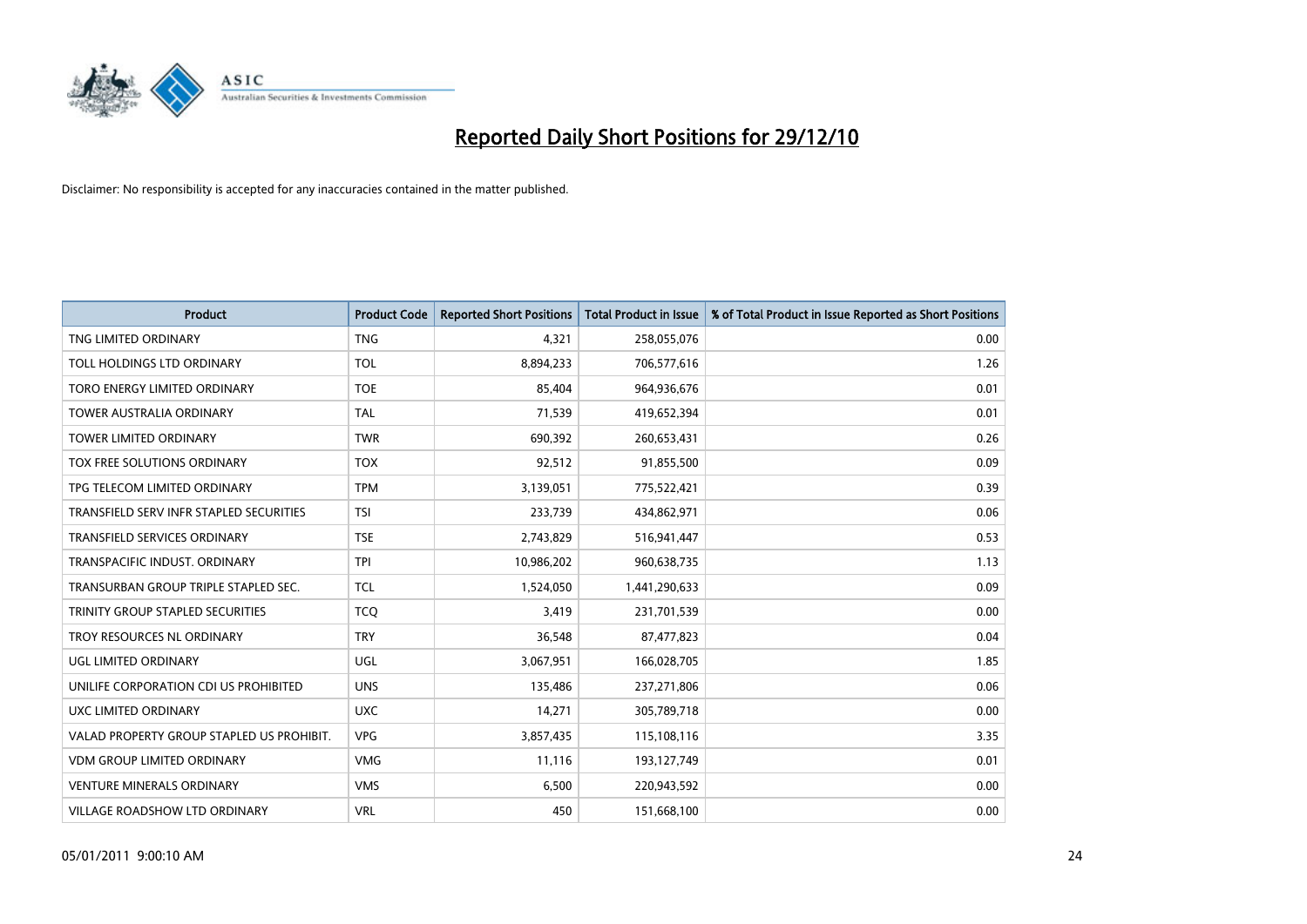# Reported Daily Short Positions for 29/12/10

Disclaimer: No responsibility is accepted for any inaccuracies contained in the matter published.

| Product | Product Code | Reported Short Positions | Total Product in Issue | % of Total Product in Issue Reported as Short Positions |
|---|---|---|---|---|
| TNG LIMITED ORDINARY | TNG | 4,321 | 258,055,076 | 0.00 |
| TOLL HOLDINGS LTD ORDINARY | TOL | 8,894,233 | 706,577,616 | 1.26 |
| TORO ENERGY LIMITED ORDINARY | TOE | 85,404 | 964,936,676 | 0.01 |
| TOWER AUSTRALIA ORDINARY | TAL | 71,539 | 419,652,394 | 0.01 |
| TOWER LIMITED ORDINARY | TWR | 690,392 | 260,653,431 | 0.26 |
| TOX FREE SOLUTIONS ORDINARY | TOX | 92,512 | 91,855,500 | 0.09 |
| TPG TELECOM LIMITED ORDINARY | TPM | 3,139,051 | 775,522,421 | 0.39 |
| TRANSFIELD SERV INFR STAPLED SECURITIES | TSI | 233,739 | 434,862,971 | 0.06 |
| TRANSFIELD SERVICES ORDINARY | TSE | 2,743,829 | 516,941,447 | 0.53 |
| TRANSPACIFIC INDUST. ORDINARY | TPI | 10,986,202 | 960,638,735 | 1.13 |
| TRANSURBAN GROUP TRIPLE STAPLED SEC. | TCL | 1,524,050 | 1,441,290,633 | 0.09 |
| TRINITY GROUP STAPLED SECURITIES | TCQ | 3,419 | 231,701,539 | 0.00 |
| TROY RESOURCES NL ORDINARY | TRY | 36,548 | 87,477,823 | 0.04 |
| UGL LIMITED ORDINARY | UGL | 3,067,951 | 166,028,705 | 1.85 |
| UNILIFE CORPORATION CDI US PROHIBITED | UNS | 135,486 | 237,271,806 | 0.06 |
| UXC LIMITED ORDINARY | UXC | 14,271 | 305,789,718 | 0.00 |
| VALAD PROPERTY GROUP STAPLED US PROHIBIT. | VPG | 3,857,435 | 115,108,116 | 3.35 |
| VDM GROUP LIMITED ORDINARY | VMG | 11,116 | 193,127,749 | 0.01 |
| VENTURE MINERALS ORDINARY | VMS | 6,500 | 220,943,592 | 0.00 |
| VILLAGE ROADSHOW LTD ORDINARY | VRL | 450 | 151,668,100 | 0.00 |

05/01/2011 9:00:10 AM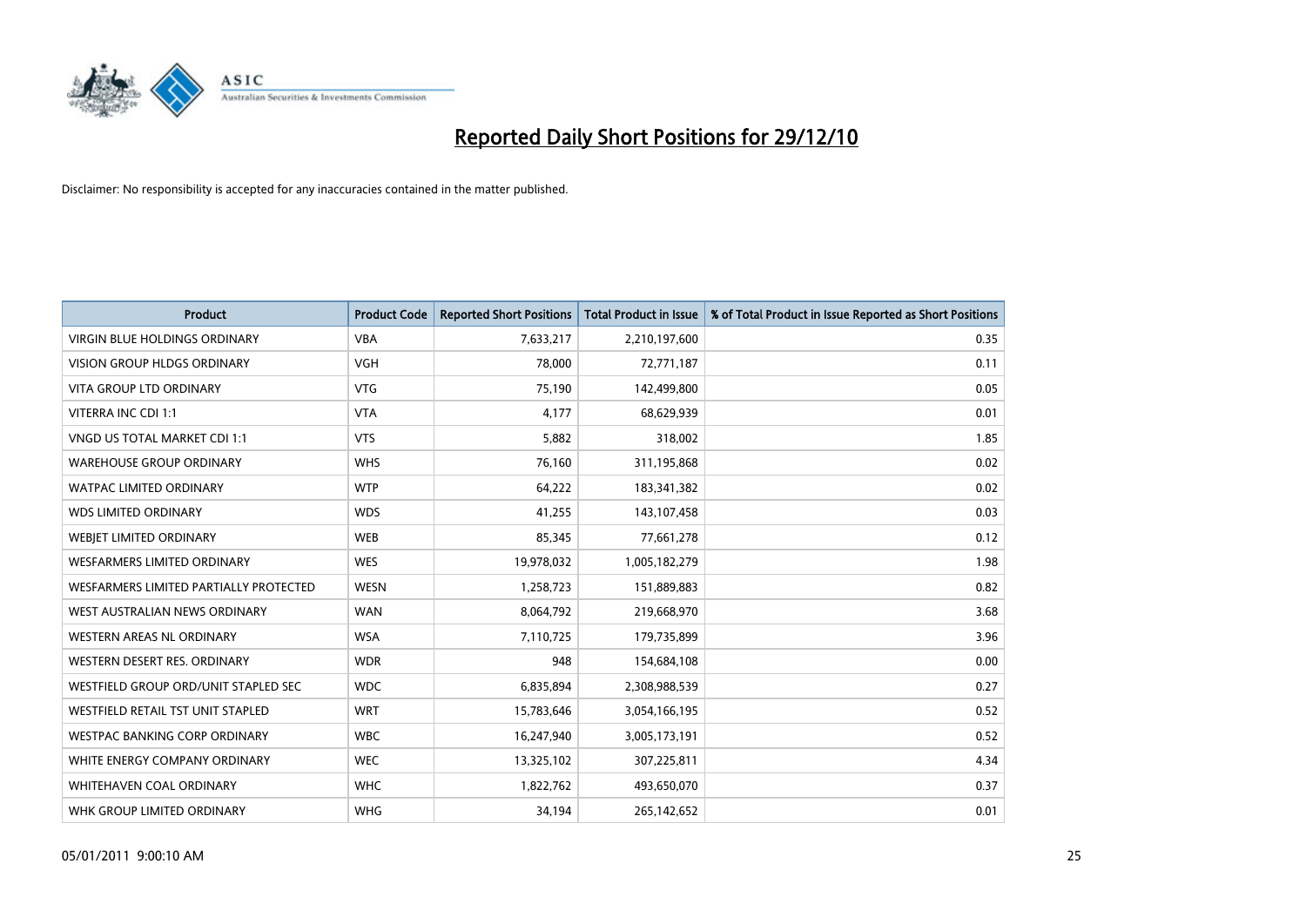# Reported Daily Short Positions for 29/12/10

Disclaimer: No responsibility is accepted for any inaccuracies contained in the matter published.

| Product | Product Code | Reported Short Positions | Total Product in Issue | % of Total Product in Issue Reported as Short Positions |
|---|---|---|---|---|
| VIRGIN BLUE HOLDINGS ORDINARY | VBA | 7,633,217 | 2,210,197,600 | 0.35 |
| VISION GROUP HLDGS ORDINARY | VGH | 78,000 | 72,771,187 | 0.11 |
| VITA GROUP LTD ORDINARY | VTG | 75,190 | 142,499,800 | 0.05 |
| VITERRA INC CDI 1:1 | VTA | 4,177 | 68,629,939 | 0.01 |
| VNGD US TOTAL MARKET CDI 1:1 | VTS | 5,882 | 318,002 | 1.85 |
| WAREHOUSE GROUP ORDINARY | WHS | 76,160 | 311,195,868 | 0.02 |
| WATPAC LIMITED ORDINARY | WTP | 64,222 | 183,341,382 | 0.02 |
| WDS LIMITED ORDINARY | WDS | 41,255 | 143,107,458 | 0.03 |
| WEBJET LIMITED ORDINARY | WEB | 85,345 | 77,661,278 | 0.12 |
| WESFARMERS LIMITED ORDINARY | WES | 19,978,032 | 1,005,182,279 | 1.98 |
| WESFARMERS LIMITED PARTIALLY PROTECTED | WESN | 1,258,723 | 151,889,883 | 0.82 |
| WEST AUSTRALIAN NEWS ORDINARY | WAN | 8,064,792 | 219,668,970 | 3.68 |
| WESTERN AREAS NL ORDINARY | WSA | 7,110,725 | 179,735,899 | 3.96 |
| WESTERN DESERT RES. ORDINARY | WDR | 948 | 154,684,108 | 0.00 |
| WESTFIELD GROUP ORD/UNIT STAPLED SEC | WDC | 6,835,894 | 2,308,988,539 | 0.27 |
| WESTFIELD RETAIL TST UNIT STAPLED | WRT | 15,783,646 | 3,054,166,195 | 0.52 |
| WESTPAC BANKING CORP ORDINARY | WBC | 16,247,940 | 3,005,173,191 | 0.52 |
| WHITE ENERGY COMPANY ORDINARY | WEC | 13,325,102 | 307,225,811 | 4.34 |
| WHITEHAVEN COAL ORDINARY | WHC | 1,822,762 | 493,650,070 | 0.37 |
| WHK GROUP LIMITED ORDINARY | WHG | 34,194 | 265,142,652 | 0.01 |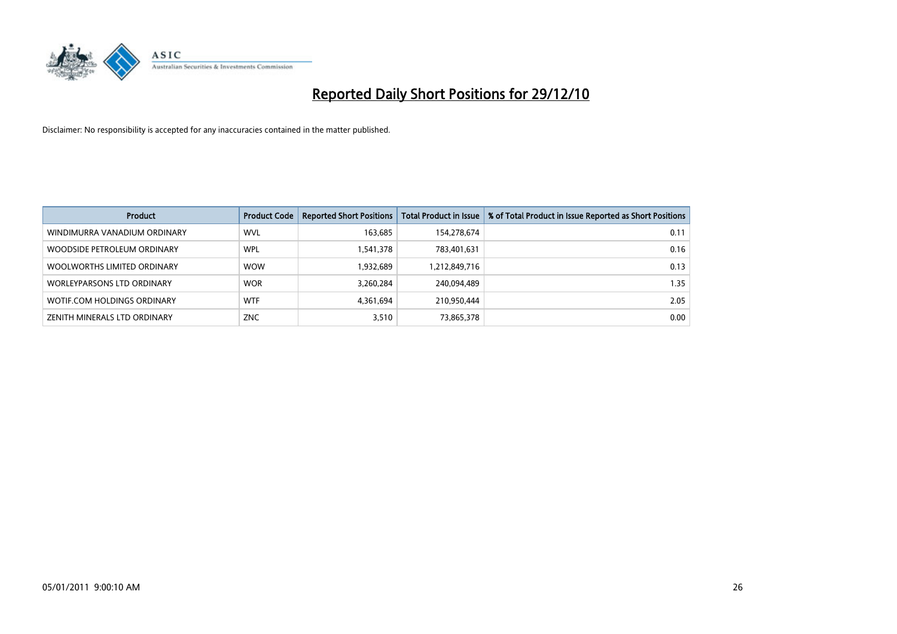# Reported Daily Short Positions for 29/12/10

Disclaimer: No responsibility is accepted for any inaccuracies contained in the matter published.

| Product | Product Code | Reported Short Positions | Total Product in Issue | % of Total Product in Issue Reported as Short Positions |
|---|---|---|---|---|
| WINDIMURRA VANADIUM ORDINARY | WVL | 163,685 | 154,278,674 | 0.11 |
| WOODSIDE PETROLEUM ORDINARY | WPL | 1,541,378 | 783,401,631 | 0.16 |
| WOOLWORTHS LIMITED ORDINARY | WOW | 1,932,689 | 1,212,849,716 | 0.13 |
| WORLEYPARSONS LTD ORDINARY | WOR | 3,260,284 | 240,094,489 | 1.35 |
| WOTIF.COM HOLDINGS ORDINARY | WTF | 4,361,694 | 210,950,444 | 2.05 |
| ZENITH MINERALS LTD ORDINARY | ZNC | 3,510 | 73,865,378 | 0.00 |

05/01/2011 9:00:10 AM